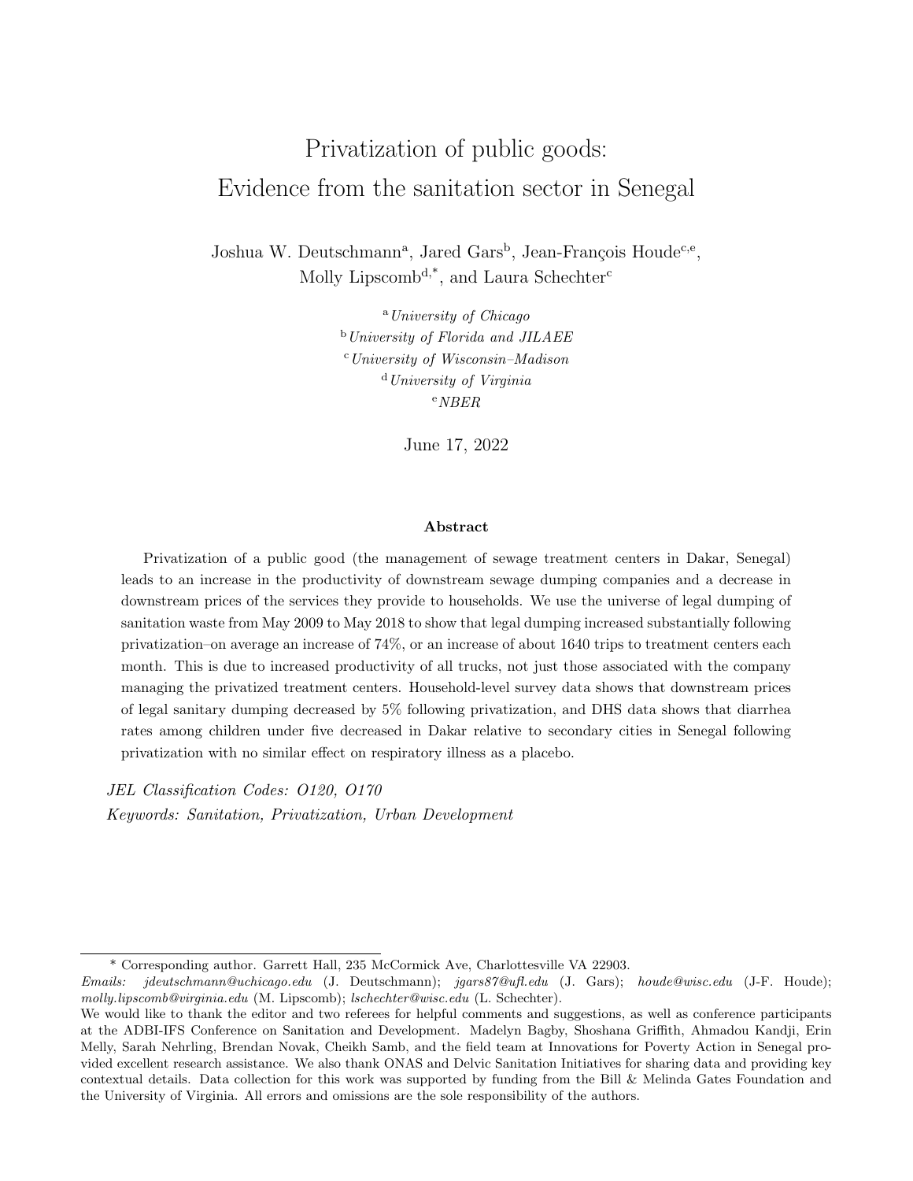# Privatization of public goods: Evidence from the sanitation sector in Senegal

Joshua W. Deutschmann[a], Jared Gars[b], Jean-François Houde[c,e], Molly Lipscomb[d,*], and Laura Schechter[c]

[a] *University of Chicago*
[b] *University of Florida and JILAEE*
[c] *University of Wisconsin–Madison*
[d] *University of Virginia*
[e] *NBER*

June 17, 2022

### Abstract

Privatization of a public good (the management of sewage treatment centers in Dakar, Senegal) leads to an increase in the productivity of downstream sewage dumping companies and a decrease in downstream prices of the services they provide to households. We use the universe of legal dumping of sanitation waste from May 2009 to May 2018 to show that legal dumping increased substantially following privatization–on average an increase of 74%, or an increase of about 1640 trips to treatment centers each month. This is due to increased productivity of all trucks, not just those associated with the company managing the privatized treatment centers. Household-level survey data shows that downstream prices of legal sanitary dumping decreased by 5% following privatization, and DHS data shows that diarrhea rates among children under five decreased in Dakar relative to secondary cities in Senegal following privatization with no similar effect on respiratory illness as a placebo.

*JEL Classification Codes: O120, O170*
*Keywords: Sanitation, Privatization, Urban Development*

---

\* Corresponding author. Garrett Hall, 235 McCormick Ave, Charlottesville VA 22903.
*Emails:* *jdeutschmann@uchicago.edu* (J. Deutschmann); *jgars87@ufl.edu* (J. Gars); *houde@wisc.edu* (J-F. Houde); *molly.lipscomb@virginia.edu* (M. Lipscomb); *lschechter@wisc.edu* (L. Schechter).
We would like to thank the editor and two referees for helpful comments and suggestions, as well as conference participants at the ADBI-IFS Conference on Sanitation and Development. Madelyn Bagby, Shoshana Griffith, Ahmadou Kandji, Erin Melly, Sarah Nehrling, Brendan Novak, Cheikh Samb, and the field team at Innovations for Poverty Action in Senegal provided excellent research assistance. We also thank ONAS and Delvic Sanitation Initiatives for sharing data and providing key contextual details. Data collection for this work was supported by funding from the Bill & Melinda Gates Foundation and the University of Virginia. All errors and omissions are the sole responsibility of the authors.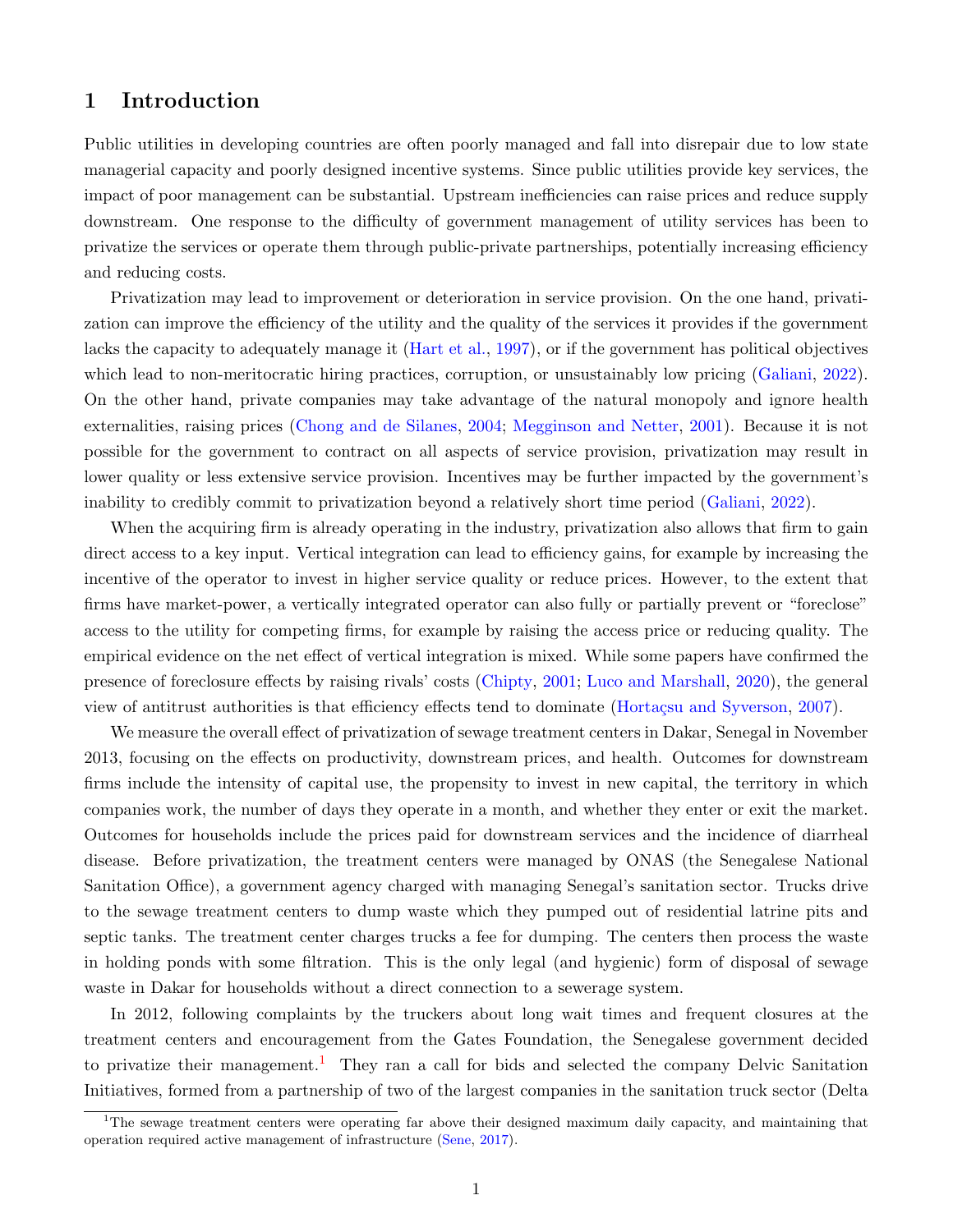# 1 Introduction

Public utilities in developing countries are often poorly managed and fall into disrepair due to low state managerial capacity and poorly designed incentive systems. Since public utilities provide key services, the impact of poor management can be substantial. Upstream inefficiencies can raise prices and reduce supply downstream. One response to the difficulty of government management of utility services has been to privatize the services or operate them through public-private partnerships, potentially increasing efficiency and reducing costs.

Privatization may lead to improvement or deterioration in service provision. On the one hand, privatization can improve the efficiency of the utility and the quality of the services it provides if the government lacks the capacity to adequately manage it (Hart et al., 1997), or if the government has political objectives which lead to non-meritocratic hiring practices, corruption, or unsustainably low pricing (Galiani, 2022). On the other hand, private companies may take advantage of the natural monopoly and ignore health externalities, raising prices (Chong and de Silanes, 2004; Megginson and Netter, 2001). Because it is not possible for the government to contract on all aspects of service provision, privatization may result in lower quality or less extensive service provision. Incentives may be further impacted by the government's inability to credibly commit to privatization beyond a relatively short time period (Galiani, 2022).

When the acquiring firm is already operating in the industry, privatization also allows that firm to gain direct access to a key input. Vertical integration can lead to efficiency gains, for example by increasing the incentive of the operator to invest in higher service quality or reduce prices. However, to the extent that firms have market-power, a vertically integrated operator can also fully or partially prevent or "foreclose" access to the utility for competing firms, for example by raising the access price or reducing quality. The empirical evidence on the net effect of vertical integration is mixed. While some papers have confirmed the presence of foreclosure effects by raising rivals' costs (Chipty, 2001; Luco and Marshall, 2020), the general view of antitrust authorities is that efficiency effects tend to dominate (Hortaçsu and Syverson, 2007).

We measure the overall effect of privatization of sewage treatment centers in Dakar, Senegal in November 2013, focusing on the effects on productivity, downstream prices, and health. Outcomes for downstream firms include the intensity of capital use, the propensity to invest in new capital, the territory in which companies work, the number of days they operate in a month, and whether they enter or exit the market. Outcomes for households include the prices paid for downstream services and the incidence of diarrheal disease. Before privatization, the treatment centers were managed by ONAS (the Senegalese National Sanitation Office), a government agency charged with managing Senegal's sanitation sector. Trucks drive to the sewage treatment centers to dump waste which they pumped out of residential latrine pits and septic tanks. The treatment center charges trucks a fee for dumping. The centers then process the waste in holding ponds with some filtration. This is the only legal (and hygienic) form of disposal of sewage waste in Dakar for households without a direct connection to a sewerage system.

In 2012, following complaints by the truckers about long wait times and frequent closures at the treatment centers and encouragement from the Gates Foundation, the Senegalese government decided to privatize their management.[1] They ran a call for bids and selected the company Delvic Sanitation Initiatives, formed from a partnership of two of the largest companies in the sanitation truck sector (Delta

[1] The sewage treatment centers were operating far above their designed maximum daily capacity, and maintaining that operation required active management of infrastructure (Sene, 2017).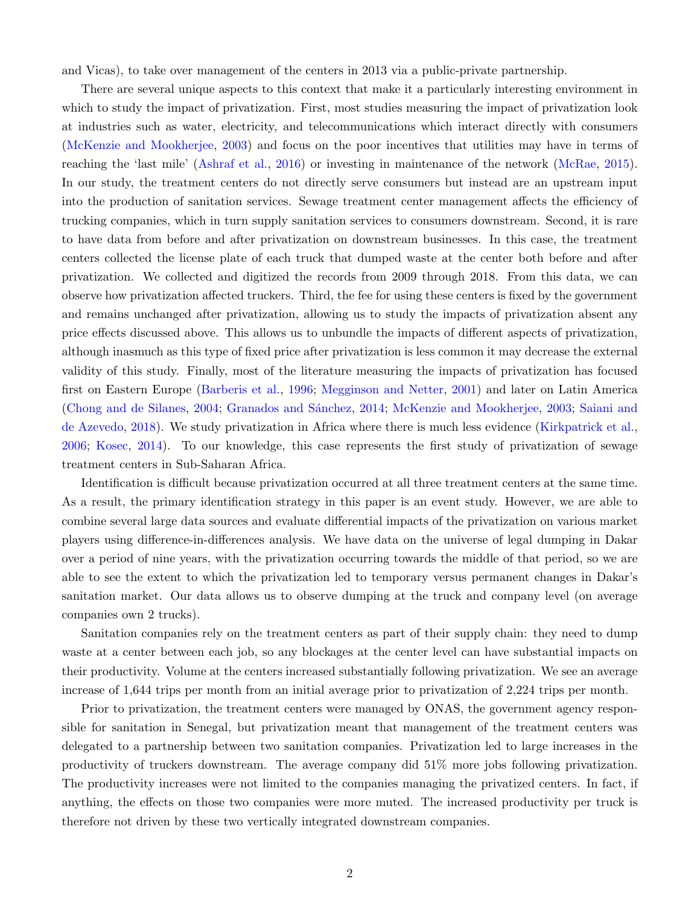and Vicas), to take over management of the centers in 2013 via a public-private partnership.

There are several unique aspects to this context that make it a particularly interesting environment in which to study the impact of privatization. First, most studies measuring the impact of privatization look at industries such as water, electricity, and telecommunications which interact directly with consumers (McKenzie and Mookherjee, 2003) and focus on the poor incentives that utilities may have in terms of reaching the 'last mile' (Ashraf et al., 2016) or investing in maintenance of the network (McRae, 2015). In our study, the treatment centers do not directly serve consumers but instead are an upstream input into the production of sanitation services. Sewage treatment center management affects the efficiency of trucking companies, which in turn supply sanitation services to consumers downstream. Second, it is rare to have data from before and after privatization on downstream businesses. In this case, the treatment centers collected the license plate of each truck that dumped waste at the center both before and after privatization. We collected and digitized the records from 2009 through 2018. From this data, we can observe how privatization affected truckers. Third, the fee for using these centers is fixed by the government and remains unchanged after privatization, allowing us to study the impacts of privatization absent any price effects discussed above. This allows us to unbundle the impacts of different aspects of privatization, although inasmuch as this type of fixed price after privatization is less common it may decrease the external validity of this study. Finally, most of the literature measuring the impacts of privatization has focused first on Eastern Europe (Barberis et al., 1996; Megginson and Netter, 2001) and later on Latin America (Chong and de Silanes, 2004; Granados and Sánchez, 2014; McKenzie and Mookherjee, 2003; Saiani and de Azevedo, 2018). We study privatization in Africa where there is much less evidence (Kirkpatrick et al., 2006; Kosec, 2014). To our knowledge, this case represents the first study of privatization of sewage treatment centers in Sub-Saharan Africa.

Identification is difficult because privatization occurred at all three treatment centers at the same time. As a result, the primary identification strategy in this paper is an event study. However, we are able to combine several large data sources and evaluate differential impacts of the privatization on various market players using difference-in-differences analysis. We have data on the universe of legal dumping in Dakar over a period of nine years, with the privatization occurring towards the middle of that period, so we are able to see the extent to which the privatization led to temporary versus permanent changes in Dakar's sanitation market. Our data allows us to observe dumping at the truck and company level (on average companies own 2 trucks).

Sanitation companies rely on the treatment centers as part of their supply chain: they need to dump waste at a center between each job, so any blockages at the center level can have substantial impacts on their productivity. Volume at the centers increased substantially following privatization. We see an average increase of 1,644 trips per month from an initial average prior to privatization of 2,224 trips per month.

Prior to privatization, the treatment centers were managed by ONAS, the government agency responsible for sanitation in Senegal, but privatization meant that management of the treatment centers was delegated to a partnership between two sanitation companies. Privatization led to large increases in the productivity of truckers downstream. The average company did 51% more jobs following privatization. The productivity increases were not limited to the companies managing the privatized centers. In fact, if anything, the effects on those two companies were more muted. The increased productivity per truck is therefore not driven by these two vertically integrated downstream companies.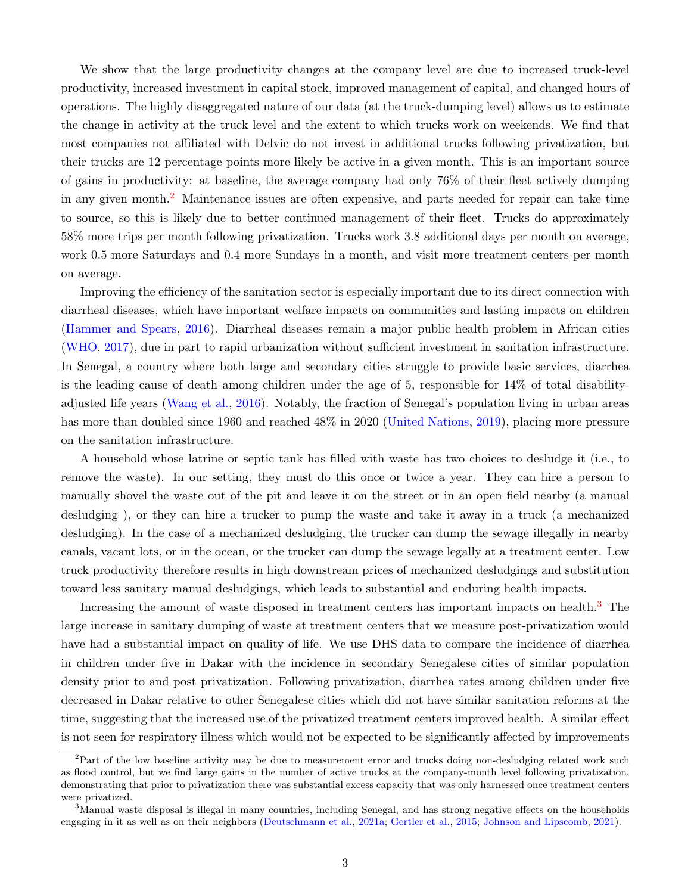We show that the large productivity changes at the company level are due to increased truck-level productivity, increased investment in capital stock, improved management of capital, and changed hours of operations. The highly disaggregated nature of our data (at the truck-dumping level) allows us to estimate the change in activity at the truck level and the extent to which trucks work on weekends. We find that most companies not affiliated with Delvic do not invest in additional trucks following privatization, but their trucks are 12 percentage points more likely be active in a given month. This is an important source of gains in productivity: at baseline, the average company had only 76% of their fleet actively dumping in any given month.[2] Maintenance issues are often expensive, and parts needed for repair can take time to source, so this is likely due to better continued management of their fleet. Trucks do approximately 58% more trips per month following privatization. Trucks work 3.8 additional days per month on average, work 0.5 more Saturdays and 0.4 more Sundays in a month, and visit more treatment centers per month on average.

Improving the efficiency of the sanitation sector is especially important due to its direct connection with diarrheal diseases, which have important welfare impacts on communities and lasting impacts on children (Hammer and Spears, 2016). Diarrheal diseases remain a major public health problem in African cities (WHO, 2017), due in part to rapid urbanization without sufficient investment in sanitation infrastructure. In Senegal, a country where both large and secondary cities struggle to provide basic services, diarrhea is the leading cause of death among children under the age of 5, responsible for 14% of total disability-adjusted life years (Wang et al., 2016). Notably, the fraction of Senegal's population living in urban areas has more than doubled since 1960 and reached 48% in 2020 (United Nations, 2019), placing more pressure on the sanitation infrastructure.

A household whose latrine or septic tank has filled with waste has two choices to desludge it (i.e., to remove the waste). In our setting, they must do this once or twice a year. They can hire a person to manually shovel the waste out of the pit and leave it on the street or in an open field nearby (a manual desludging ), or they can hire a trucker to pump the waste and take it away in a truck (a mechanized desludging). In the case of a mechanized desludging, the trucker can dump the sewage illegally in nearby canals, vacant lots, or in the ocean, or the trucker can dump the sewage legally at a treatment center. Low truck productivity therefore results in high downstream prices of mechanized desludgings and substitution toward less sanitary manual desludgings, which leads to substantial and enduring health impacts.

Increasing the amount of waste disposed in treatment centers has important impacts on health.[3] The large increase in sanitary dumping of waste at treatment centers that we measure post-privatization would have had a substantial impact on quality of life. We use DHS data to compare the incidence of diarrhea in children under five in Dakar with the incidence in secondary Senegalese cities of similar population density prior to and post privatization. Following privatization, diarrhea rates among children under five decreased in Dakar relative to other Senegalese cities which did not have similar sanitation reforms at the time, suggesting that the increased use of the privatized treatment centers improved health. A similar effect is not seen for respiratory illness which would not be expected to be significantly affected by improvements

[2] Part of the low baseline activity may be due to measurement error and trucks doing non-desludging related work such as flood control, but we find large gains in the number of active trucks at the company-month level following privatization, demonstrating that prior to privatization there was substantial excess capacity that was only harnessed once treatment centers were privatized.

[3] Manual waste disposal is illegal in many countries, including Senegal, and has strong negative effects on the households engaging in it as well as on their neighbors (Deutschmann et al., 2021a; Gertler et al., 2015; Johnson and Lipscomb, 2021).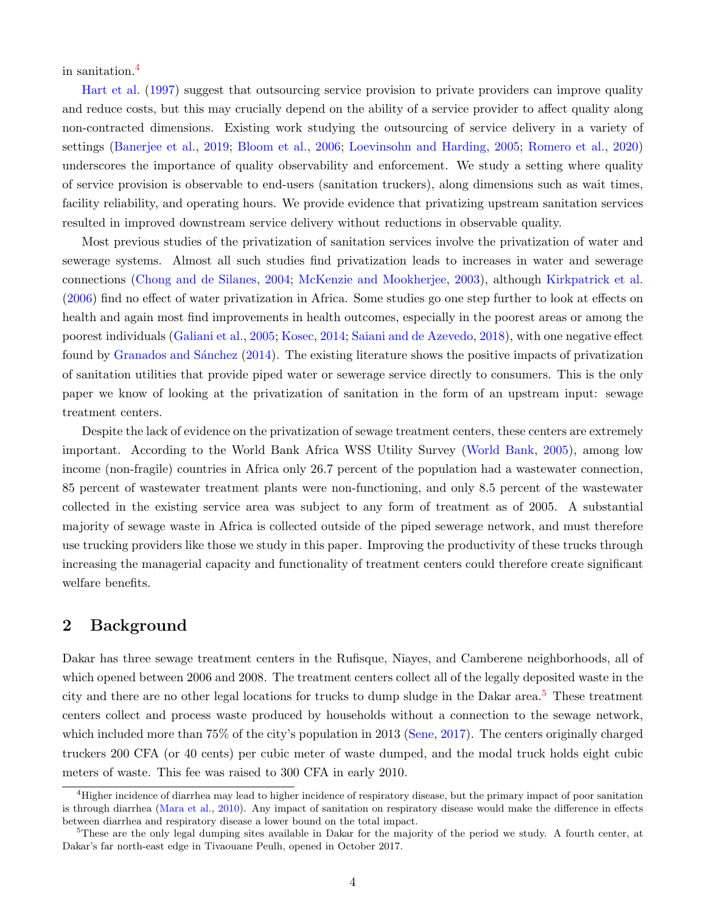in sanitation.[4]

Hart et al. (1997) suggest that outsourcing service provision to private providers can improve quality and reduce costs, but this may crucially depend on the ability of a service provider to affect quality along non-contracted dimensions. Existing work studying the outsourcing of service delivery in a variety of settings (Banerjee et al., 2019; Bloom et al., 2006; Loevinsohn and Harding, 2005; Romero et al., 2020) underscores the importance of quality observability and enforcement. We study a setting where quality of service provision is observable to end-users (sanitation truckers), along dimensions such as wait times, facility reliability, and operating hours. We provide evidence that privatizing upstream sanitation services resulted in improved downstream service delivery without reductions in observable quality.

Most previous studies of the privatization of sanitation services involve the privatization of water and sewerage systems. Almost all such studies find privatization leads to increases in water and sewerage connections (Chong and de Silanes, 2004; McKenzie and Mookherjee, 2003), although Kirkpatrick et al. (2006) find no effect of water privatization in Africa. Some studies go one step further to look at effects on health and again most find improvements in health outcomes, especially in the poorest areas or among the poorest individuals (Galiani et al., 2005; Kosec, 2014; Saiani and de Azevedo, 2018), with one negative effect found by Granados and Sánchez (2014). The existing literature shows the positive impacts of privatization of sanitation utilities that provide piped water or sewerage service directly to consumers. This is the only paper we know of looking at the privatization of sanitation in the form of an upstream input: sewage treatment centers.

Despite the lack of evidence on the privatization of sewage treatment centers, these centers are extremely important. According to the World Bank Africa WSS Utility Survey (World Bank, 2005), among low income (non-fragile) countries in Africa only 26.7 percent of the population had a wastewater connection, 85 percent of wastewater treatment plants were non-functioning, and only 8.5 percent of the wastewater collected in the existing service area was subject to any form of treatment as of 2005. A substantial majority of sewage waste in Africa is collected outside of the piped sewerage network, and must therefore use trucking providers like those we study in this paper. Improving the productivity of these trucks through increasing the managerial capacity and functionality of treatment centers could therefore create significant welfare benefits.

## 2 Background

Dakar has three sewage treatment centers in the Rufisque, Niayes, and Camberene neighborhoods, all of which opened between 2006 and 2008. The treatment centers collect all of the legally deposited waste in the city and there are no other legal locations for trucks to dump sludge in the Dakar area.[5] These treatment centers collect and process waste produced by households without a connection to the sewage network, which included more than 75% of the city's population in 2013 (Sene, 2017). The centers originally charged truckers 200 CFA (or 40 cents) per cubic meter of waste dumped, and the modal truck holds eight cubic meters of waste. This fee was raised to 300 CFA in early 2010.

[4] Higher incidence of diarrhea may lead to higher incidence of respiratory disease, but the primary impact of poor sanitation is through diarrhea (Mara et al., 2010). Any impact of sanitation on respiratory disease would make the difference in effects between diarrhea and respiratory disease a lower bound on the total impact.

[5] These are the only legal dumping sites available in Dakar for the majority of the period we study. A fourth center, at Dakar's far north-east edge in Tivaouane Peulh, opened in October 2017.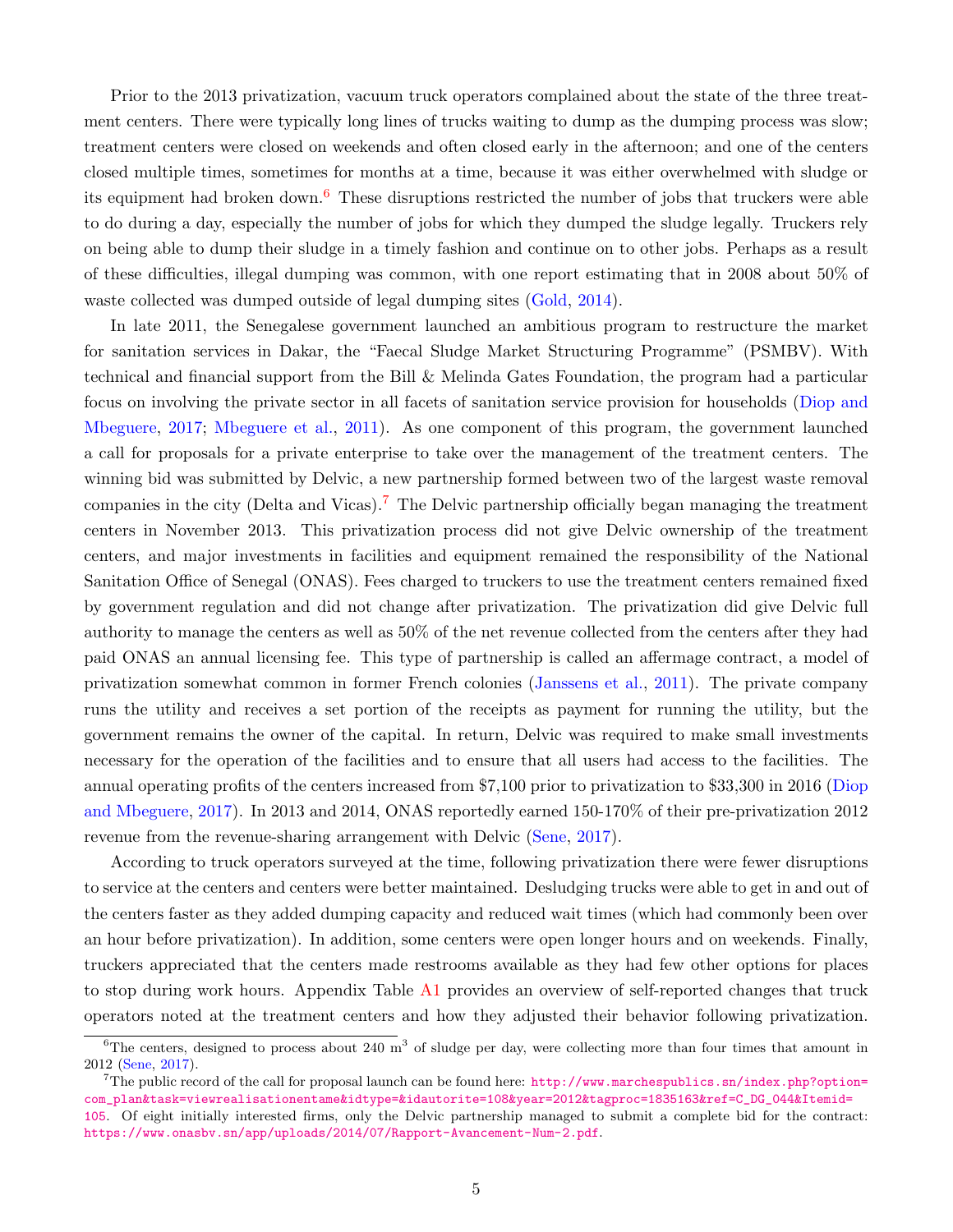Prior to the 2013 privatization, vacuum truck operators complained about the state of the three treatment centers. There were typically long lines of trucks waiting to dump as the dumping process was slow; treatment centers were closed on weekends and often closed early in the afternoon; and one of the centers closed multiple times, sometimes for months at a time, because it was either overwhelmed with sludge or its equipment had broken down.[6] These disruptions restricted the number of jobs that truckers were able to do during a day, especially the number of jobs for which they dumped the sludge legally. Truckers rely on being able to dump their sludge in a timely fashion and continue on to other jobs. Perhaps as a result of these difficulties, illegal dumping was common, with one report estimating that in 2008 about 50% of waste collected was dumped outside of legal dumping sites (Gold, 2014).

In late 2011, the Senegalese government launched an ambitious program to restructure the market for sanitation services in Dakar, the "Faecal Sludge Market Structuring Programme" (PSMBV). With technical and financial support from the Bill & Melinda Gates Foundation, the program had a particular focus on involving the private sector in all facets of sanitation service provision for households (Diop and Mbeguere, 2017; Mbeguere et al., 2011). As one component of this program, the government launched a call for proposals for a private enterprise to take over the management of the treatment centers. The winning bid was submitted by Delvic, a new partnership formed between two of the largest waste removal companies in the city (Delta and Vicas).[7] The Delvic partnership officially began managing the treatment centers in November 2013. This privatization process did not give Delvic ownership of the treatment centers, and major investments in facilities and equipment remained the responsibility of the National Sanitation Office of Senegal (ONAS). Fees charged to truckers to use the treatment centers remained fixed by government regulation and did not change after privatization. The privatization did give Delvic full authority to manage the centers as well as 50% of the net revenue collected from the centers after they had paid ONAS an annual licensing fee. This type of partnership is called an affermage contract, a model of privatization somewhat common in former French colonies (Janssens et al., 2011). The private company runs the utility and receives a set portion of the receipts as payment for running the utility, but the government remains the owner of the capital. In return, Delvic was required to make small investments necessary for the operation of the facilities and to ensure that all users had access to the facilities. The annual operating profits of the centers increased from $7,100 prior to privatization to $33,300 in 2016 (Diop and Mbeguere, 2017). In 2013 and 2014, ONAS reportedly earned 150-170% of their pre-privatization 2012 revenue from the revenue-sharing arrangement with Delvic (Sene, 2017).

According to truck operators surveyed at the time, following privatization there were fewer disruptions to service at the centers and centers were better maintained. Desludging trucks were able to get in and out of the centers faster as they added dumping capacity and reduced wait times (which had commonly been over an hour before privatization). In addition, some centers were open longer hours and on weekends. Finally, truckers appreciated that the centers made restrooms available as they had few other options for places to stop during work hours. Appendix Table A1 provides an overview of self-reported changes that truck operators noted at the treatment centers and how they adjusted their behavior following privatization.

[6] The centers, designed to process about 240 $m^3$ of sludge per day, were collecting more than four times that amount in 2012 (Sene, 2017).

[7] The public record of the call for proposal launch can be found here: http://www.marchespublics.sn/index.php?option=com_plan&task=viewrealisationentame&idtype=&idautorite=108&year=2012&tagproc=1835163&ref=C_DG_044&Itemid=105. Of eight initially interested firms, only the Delvic partnership managed to submit a complete bid for the contract: https://www.onasbv.sn/app/uploads/2014/07/Rapport-Avancement-Num-2.pdf.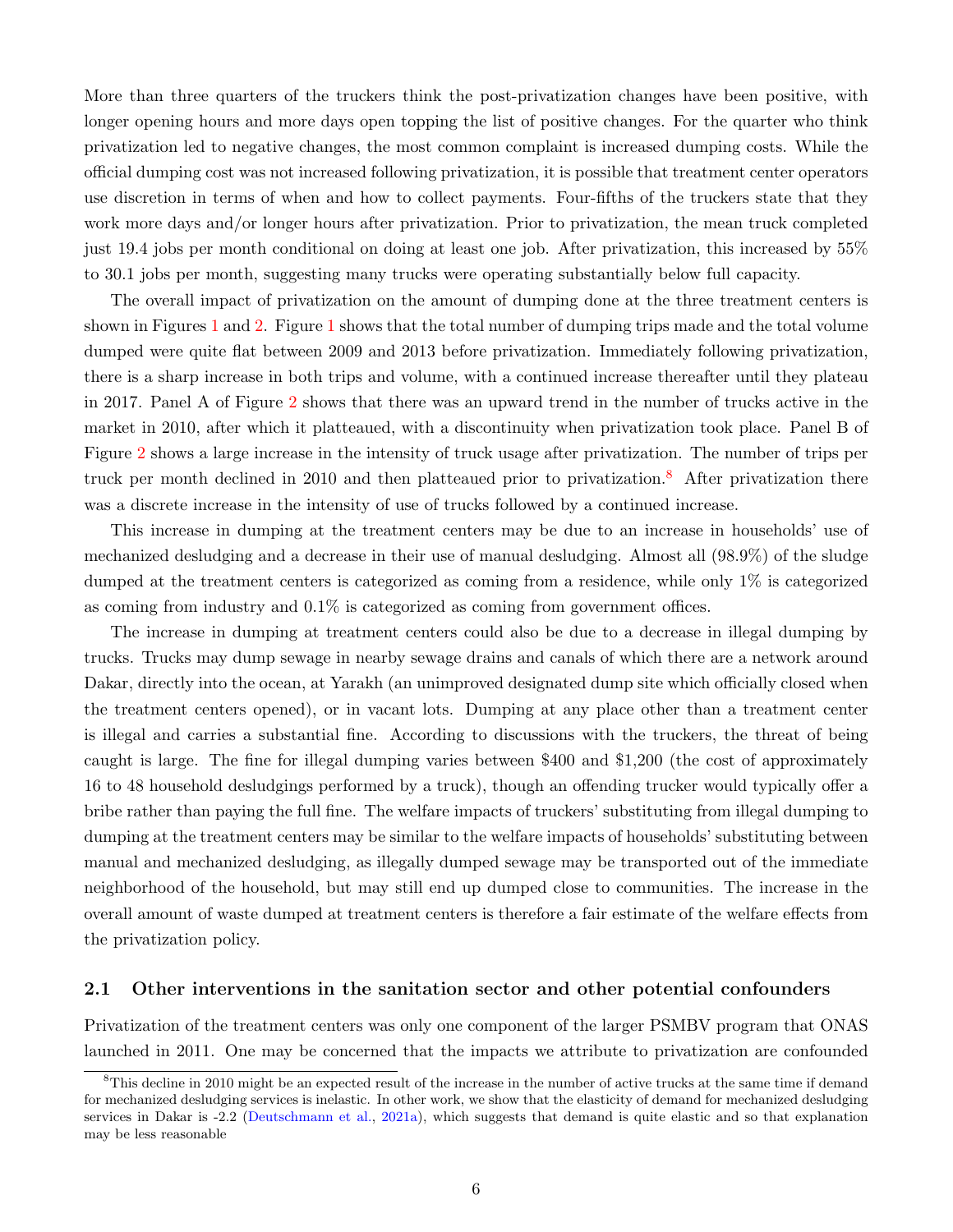More than three quarters of the truckers think the post-privatization changes have been positive, with longer opening hours and more days open topping the list of positive changes. For the quarter who think privatization led to negative changes, the most common complaint is increased dumping costs. While the official dumping cost was not increased following privatization, it is possible that treatment center operators use discretion in terms of when and how to collect payments. Four-fifths of the truckers state that they work more days and/or longer hours after privatization. Prior to privatization, the mean truck completed just 19.4 jobs per month conditional on doing at least one job. After privatization, this increased by 55% to 30.1 jobs per month, suggesting many trucks were operating substantially below full capacity.

The overall impact of privatization on the amount of dumping done at the three treatment centers is shown in Figures 1 and 2. Figure 1 shows that the total number of dumping trips made and the total volume dumped were quite flat between 2009 and 2013 before privatization. Immediately following privatization, there is a sharp increase in both trips and volume, with a continued increase thereafter until they plateau in 2017. Panel A of Figure 2 shows that there was an upward trend in the number of trucks active in the market in 2010, after which it platteaued, with a discontinuity when privatization took place. Panel B of Figure 2 shows a large increase in the intensity of truck usage after privatization. The number of trips per truck per month declined in 2010 and then platteaued prior to privatization.[8] After privatization there was a discrete increase in the intensity of use of trucks followed by a continued increase.

This increase in dumping at the treatment centers may be due to an increase in households' use of mechanized desludging and a decrease in their use of manual desludging. Almost all (98.9%) of the sludge dumped at the treatment centers is categorized as coming from a residence, while only 1% is categorized as coming from industry and 0.1% is categorized as coming from government offices.

The increase in dumping at treatment centers could also be due to a decrease in illegal dumping by trucks. Trucks may dump sewage in nearby sewage drains and canals of which there are a network around Dakar, directly into the ocean, at Yarakh (an unimproved designated dump site which officially closed when the treatment centers opened), or in vacant lots. Dumping at any place other than a treatment center is illegal and carries a substantial fine. According to discussions with the truckers, the threat of being caught is large. The fine for illegal dumping varies between \$400 and \$1,200 (the cost of approximately 16 to 48 household desludgings performed by a truck), though an offending trucker would typically offer a bribe rather than paying the full fine. The welfare impacts of truckers' substituting from illegal dumping to dumping at the treatment centers may be similar to the welfare impacts of households' substituting between manual and mechanized desludging, as illegally dumped sewage may be transported out of the immediate neighborhood of the household, but may still end up dumped close to communities. The increase in the overall amount of waste dumped at treatment centers is therefore a fair estimate of the welfare effects from the privatization policy.

## 2.1 Other interventions in the sanitation sector and other potential confounders

Privatization of the treatment centers was only one component of the larger PSMBV program that ONAS launched in 2011. One may be concerned that the impacts we attribute to privatization are confounded

[8] This decline in 2010 might be an expected result of the increase in the number of active trucks at the same time if demand for mechanized desludging services is inelastic. In other work, we show that the elasticity of demand for mechanized desludging services in Dakar is -2.2 (Deutschmann et al., 2021a), which suggests that demand is quite elastic and so that explanation may be less reasonable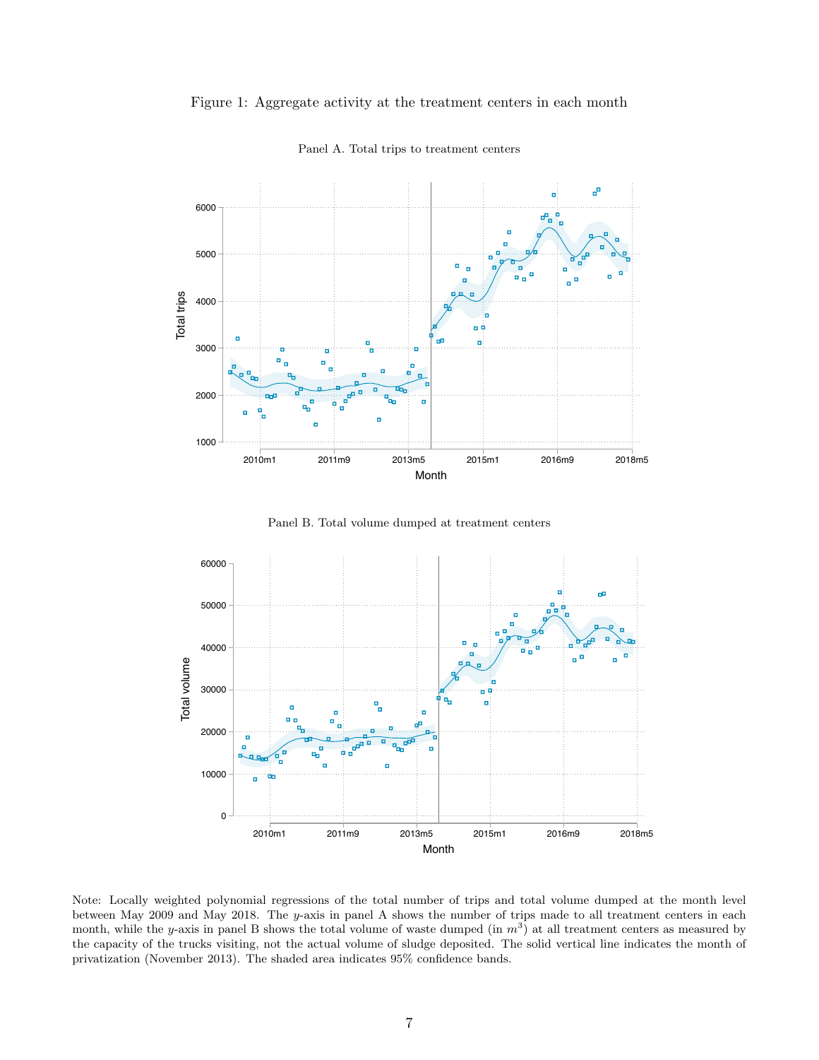Figure 1: Aggregate activity at the treatment centers in each month

Panel A. Total trips to treatment centers

Total trips

1000
2000
3000
4000
5000
6000

2010m1
2011m9
2013m5
2015m1
2016m9
2018m5

Month

Panel B. Total volume dumped at treatment centers

Total volume

0
10000
20000
30000
40000
50000
60000

2010m1
2011m9
2013m5
2015m1
2016m9
2018m5

Month

Note: Locally weighted polynomial regressions of the total number of trips and total volume dumped at the month level between May 2009 and May 2018. The $y$-axis in panel A shows the number of trips made to all treatment centers in each month, while the $y$-axis in panel B shows the total volume of waste dumped (in $m^3$) at all treatment centers as measured by the capacity of the trucks visiting, not the actual volume of sludge deposited. The solid vertical line indicates the month of privatization (November 2013). The shaded area indicates 95% confidence bands.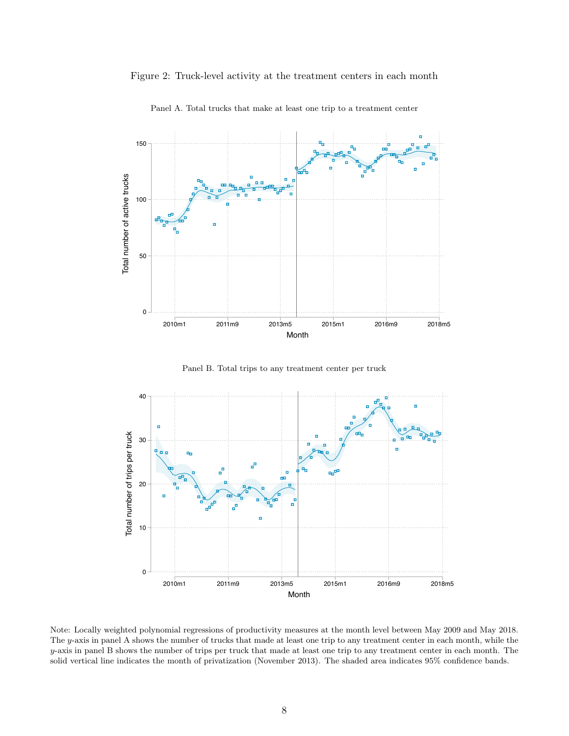Figure 2: Truck-level activity at the treatment centers in each month

Panel A. Total trucks that make at least one trip to a treatment center

Total number of active trucks

150
100
50
0

2010m1
2011m9
2013m5
2015m1
2016m9
2018m5

Month

Panel B. Total trips to any treatment center per truck

Total number of trips per truck

40
30
20
10
0

2010m1
2011m9
2013m5
2015m1
2016m9
2018m5

Month

Note: Locally weighted polynomial regressions of productivity measures at the month level between May 2009 and May 2018. The $y$-axis in panel A shows the number of trucks that made at least one trip to any treatment center in each month, while the $y$-axis in panel B shows the number of trips per truck that made at least one trip to any treatment center in each month. The solid vertical line indicates the month of privatization (November 2013). The shaded area indicates 95% confidence bands.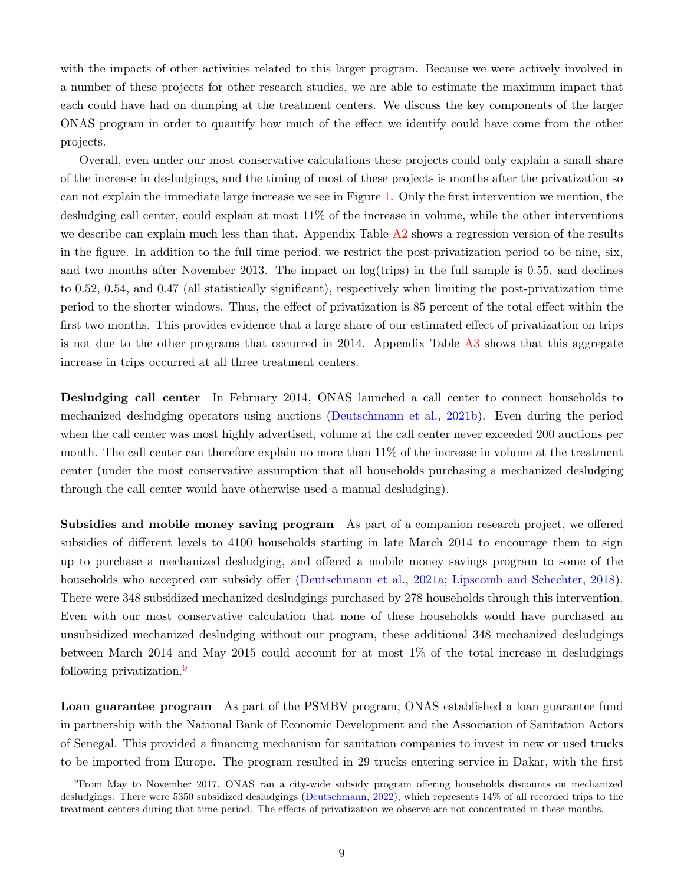with the impacts of other activities related to this larger program. Because we were actively involved in a number of these projects for other research studies, we are able to estimate the maximum impact that each could have had on dumping at the treatment centers. We discuss the key components of the larger ONAS program in order to quantify how much of the effect we identify could have come from the other projects.

Overall, even under our most conservative calculations these projects could only explain a small share of the increase in desludgings, and the timing of most of these projects is months after the privatization so can not explain the immediate large increase we see in Figure 1. Only the first intervention we mention, the desludging call center, could explain at most 11% of the increase in volume, while the other interventions we describe can explain much less than that. Appendix Table A2 shows a regression version of the results in the figure. In addition to the full time period, we restrict the post-privatization period to be nine, six, and two months after November 2013. The impact on log(trips) in the full sample is 0.55, and declines to 0.52, 0.54, and 0.47 (all statistically significant), respectively when limiting the post-privatization time period to the shorter windows. Thus, the effect of privatization is 85 percent of the total effect within the first two months. This provides evidence that a large share of our estimated effect of privatization on trips is not due to the other programs that occurred in 2014. Appendix Table A3 shows that this aggregate increase in trips occurred at all three treatment centers.

**Desludging call center** In February 2014, ONAS launched a call center to connect households to mechanized desludging operators using auctions (Deutschmann et al., 2021b). Even during the period when the call center was most highly advertised, volume at the call center never exceeded 200 auctions per month. The call center can therefore explain no more than 11% of the increase in volume at the treatment center (under the most conservative assumption that all households purchasing a mechanized desludging through the call center would have otherwise used a manual desludging).

**Subsidies and mobile money saving program** As part of a companion research project, we offered subsidies of different levels to 4100 households starting in late March 2014 to encourage them to sign up to purchase a mechanized desludging, and offered a mobile money savings program to some of the households who accepted our subsidy offer (Deutschmann et al., 2021a; Lipscomb and Schechter, 2018). There were 348 subsidized mechanized desludgings purchased by 278 households through this intervention. Even with our most conservative calculation that none of these households would have purchased an unsubsidized mechanized desludging without our program, these additional 348 mechanized desludgings between March 2014 and May 2015 could account for at most 1% of the total increase in desludgings following privatization.[9]

**Loan guarantee program** As part of the PSMBV program, ONAS established a loan guarantee fund in partnership with the National Bank of Economic Development and the Association of Sanitation Actors of Senegal. This provided a financing mechanism for sanitation companies to invest in new or used trucks to be imported from Europe. The program resulted in 29 trucks entering service in Dakar, with the first

[9] From May to November 2017, ONAS ran a city-wide subsidy program offering households discounts on mechanized desludgings. There were 5350 subsidized desludgings (Deutschmann, 2022), which represents 14% of all recorded trips to the treatment centers during that time period. The effects of privatization we observe are not concentrated in these months.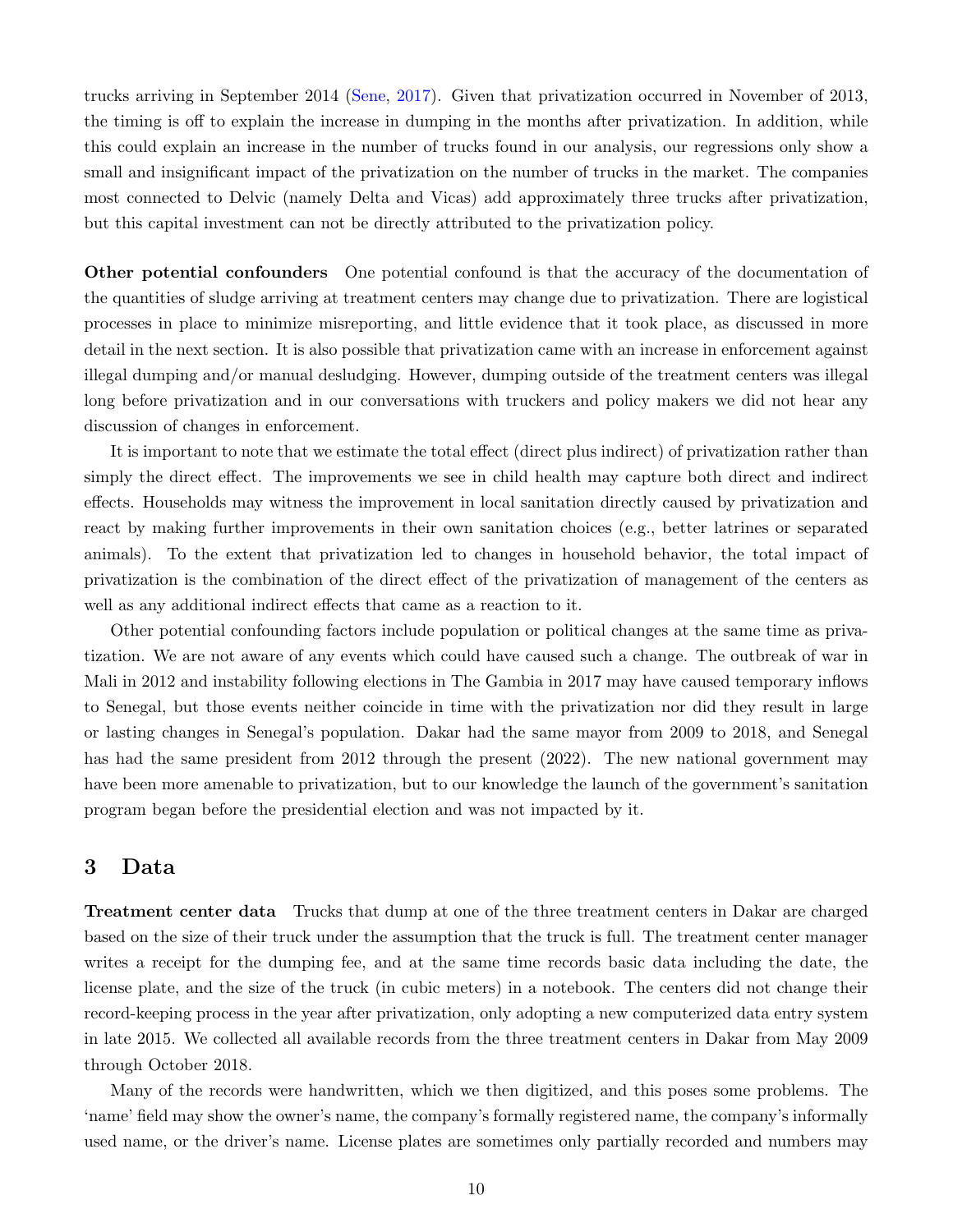trucks arriving in September 2014 (Sene, 2017). Given that privatization occurred in November of 2013, the timing is off to explain the increase in dumping in the months after privatization. In addition, while this could explain an increase in the number of trucks found in our analysis, our regressions only show a small and insignificant impact of the privatization on the number of trucks in the market. The companies most connected to Delvic (namely Delta and Vicas) add approximately three trucks after privatization, but this capital investment can not be directly attributed to the privatization policy.

**Other potential confounders** One potential confound is that the accuracy of the documentation of the quantities of sludge arriving at treatment centers may change due to privatization. There are logistical processes in place to minimize misreporting, and little evidence that it took place, as discussed in more detail in the next section. It is also possible that privatization came with an increase in enforcement against illegal dumping and/or manual desludging. However, dumping outside of the treatment centers was illegal long before privatization and in our conversations with truckers and policy makers we did not hear any discussion of changes in enforcement.

It is important to note that we estimate the total effect (direct plus indirect) of privatization rather than simply the direct effect. The improvements we see in child health may capture both direct and indirect effects. Households may witness the improvement in local sanitation directly caused by privatization and react by making further improvements in their own sanitation choices (e.g., better latrines or separated animals). To the extent that privatization led to changes in household behavior, the total impact of privatization is the combination of the direct effect of the privatization of management of the centers as well as any additional indirect effects that came as a reaction to it.

Other potential confounding factors include population or political changes at the same time as privatization. We are not aware of any events which could have caused such a change. The outbreak of war in Mali in 2012 and instability following elections in The Gambia in 2017 may have caused temporary inflows to Senegal, but those events neither coincide in time with the privatization nor did they result in large or lasting changes in Senegal's population. Dakar had the same mayor from 2009 to 2018, and Senegal has had the same president from 2012 through the present (2022). The new national government may have been more amenable to privatization, but to our knowledge the launch of the government's sanitation program began before the presidential election and was not impacted by it.

## 3 Data

**Treatment center data** Trucks that dump at one of the three treatment centers in Dakar are charged based on the size of their truck under the assumption that the truck is full. The treatment center manager writes a receipt for the dumping fee, and at the same time records basic data including the date, the license plate, and the size of the truck (in cubic meters) in a notebook. The centers did not change their record-keeping process in the year after privatization, only adopting a new computerized data entry system in late 2015. We collected all available records from the three treatment centers in Dakar from May 2009 through October 2018.

Many of the records were handwritten, which we then digitized, and this poses some problems. The 'name' field may show the owner's name, the company's formally registered name, the company's informally used name, or the driver's name. License plates are sometimes only partially recorded and numbers may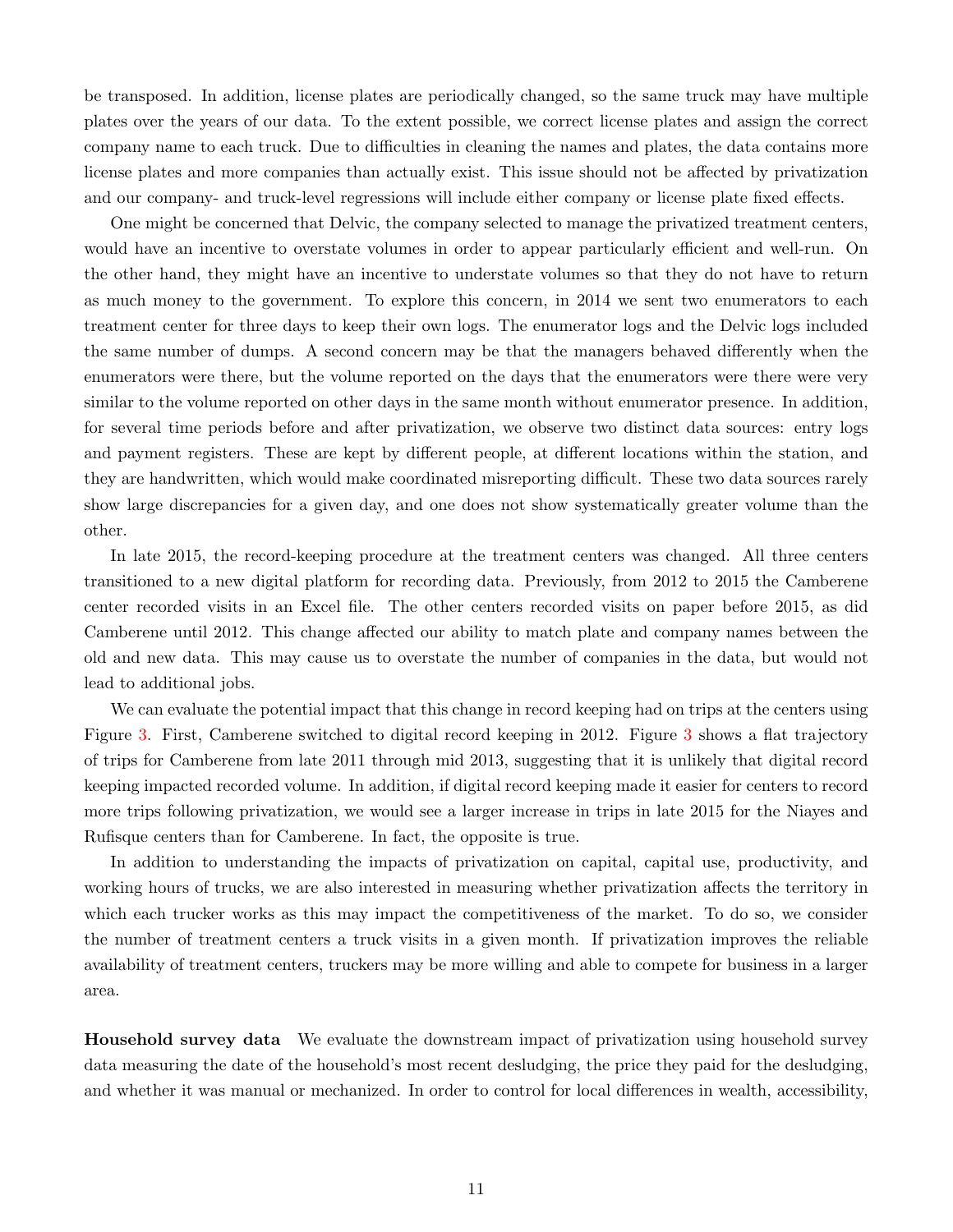be transposed. In addition, license plates are periodically changed, so the same truck may have multiple plates over the years of our data. To the extent possible, we correct license plates and assign the correct company name to each truck. Due to difficulties in cleaning the names and plates, the data contains more license plates and more companies than actually exist. This issue should not be affected by privatization and our company- and truck-level regressions will include either company or license plate fixed effects.

One might be concerned that Delvic, the company selected to manage the privatized treatment centers, would have an incentive to overstate volumes in order to appear particularly efficient and well-run. On the other hand, they might have an incentive to understate volumes so that they do not have to return as much money to the government. To explore this concern, in 2014 we sent two enumerators to each treatment center for three days to keep their own logs. The enumerator logs and the Delvic logs included the same number of dumps. A second concern may be that the managers behaved differently when the enumerators were there, but the volume reported on the days that the enumerators were there were very similar to the volume reported on other days in the same month without enumerator presence. In addition, for several time periods before and after privatization, we observe two distinct data sources: entry logs and payment registers. These are kept by different people, at different locations within the station, and they are handwritten, which would make coordinated misreporting difficult. These two data sources rarely show large discrepancies for a given day, and one does not show systematically greater volume than the other.

In late 2015, the record-keeping procedure at the treatment centers was changed. All three centers transitioned to a new digital platform for recording data. Previously, from 2012 to 2015 the Camberene center recorded visits in an Excel file. The other centers recorded visits on paper before 2015, as did Camberene until 2012. This change affected our ability to match plate and company names between the old and new data. This may cause us to overstate the number of companies in the data, but would not lead to additional jobs.

We can evaluate the potential impact that this change in record keeping had on trips at the centers using Figure 3. First, Camberene switched to digital record keeping in 2012. Figure 3 shows a flat trajectory of trips for Camberene from late 2011 through mid 2013, suggesting that it is unlikely that digital record keeping impacted recorded volume. In addition, if digital record keeping made it easier for centers to record more trips following privatization, we would see a larger increase in trips in late 2015 for the Niayes and Rufisque centers than for Camberene. In fact, the opposite is true.

In addition to understanding the impacts of privatization on capital, capital use, productivity, and working hours of trucks, we are also interested in measuring whether privatization affects the territory in which each trucker works as this may impact the competitiveness of the market. To do so, we consider the number of treatment centers a truck visits in a given month. If privatization improves the reliable availability of treatment centers, truckers may be more willing and able to compete for business in a larger area.

**Household survey data** We evaluate the downstream impact of privatization using household survey data measuring the date of the household's most recent desludging, the price they paid for the desludging, and whether it was manual or mechanized. In order to control for local differences in wealth, accessibility,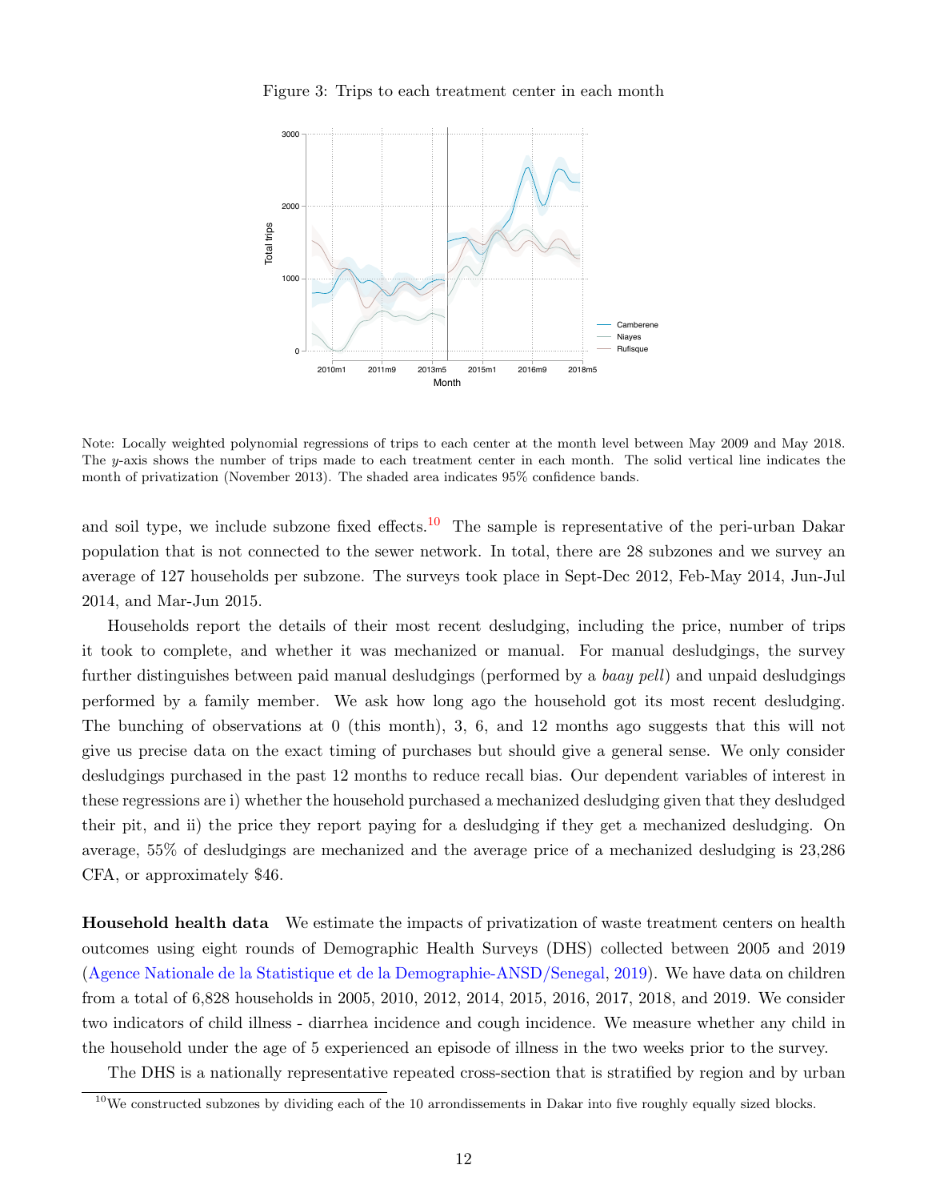Figure 3: Trips to each treatment center in each month

3000
2000
1000
0
Total trips
2010m1
2011m9
2013m5
2015m1
2016m9
2018m5
Month
Camberene
Niayes
Rufisque

Note: Locally weighted polynomial regressions of trips to each center at the month level between May 2009 and May 2018. The $y$-axis shows the number of trips made to each treatment center in each month. The solid vertical line indicates the month of privatization (November 2013). The shaded area indicates 95% confidence bands.

and soil type, we include subzone fixed effects.[10] The sample is representative of the peri-urban Dakar population that is not connected to the sewer network. In total, there are 28 subzones and we survey an average of 127 households per subzone. The surveys took place in Sept-Dec 2012, Feb-May 2014, Jun-Jul 2014, and Mar-Jun 2015.

Households report the details of their most recent desludging, including the price, number of trips it took to complete, and whether it was mechanized or manual. For manual desludgings, the survey further distinguishes between paid manual desludgings (performed by a *baay pell*) and unpaid desludgings performed by a family member. We ask how long ago the household got its most recent desludging. The bunching of observations at 0 (this month), 3, 6, and 12 months ago suggests that this will not give us precise data on the exact timing of purchases but should give a general sense. We only consider desludgings purchased in the past 12 months to reduce recall bias. Our dependent variables of interest in these regressions are i) whether the household purchased a mechanized desludging given that they desludged their pit, and ii) the price they report paying for a desludging if they get a mechanized desludging. On average, 55% of desludgings are mechanized and the average price of a mechanized desludging is 23,286 CFA, or approximately $46.

**Household health data** We estimate the impacts of privatization of waste treatment centers on health outcomes using eight rounds of Demographic Health Surveys (DHS) collected between 2005 and 2019 (Agence Nationale de la Statistique et de la Demographie-ANSD/Senegal, 2019). We have data on children from a total of 6,828 households in 2005, 2010, 2012, 2014, 2015, 2016, 2017, 2018, and 2019. We consider two indicators of child illness - diarrhea incidence and cough incidence. We measure whether any child in the household under the age of 5 experienced an episode of illness in the two weeks prior to the survey.

The DHS is a nationally representative repeated cross-section that is stratified by region and by urban

[10]We constructed subzones by dividing each of the 10 arrondissements in Dakar into five roughly equally sized blocks.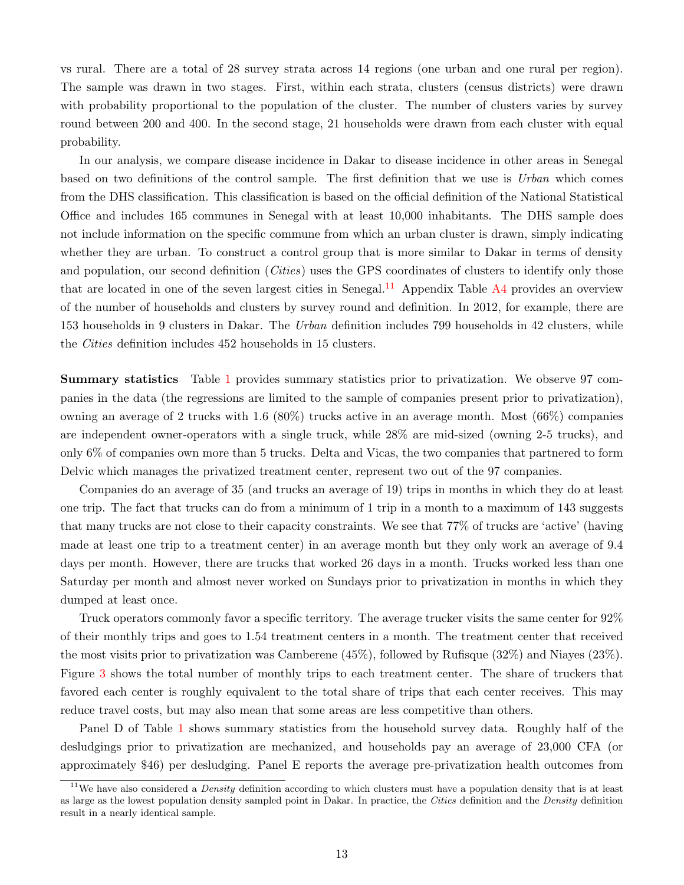vs rural. There are a total of 28 survey strata across 14 regions (one urban and one rural per region). The sample was drawn in two stages. First, within each strata, clusters (census districts) were drawn with probability proportional to the population of the cluster. The number of clusters varies by survey round between 200 and 400. In the second stage, 21 households were drawn from each cluster with equal probability.

In our analysis, we compare disease incidence in Dakar to disease incidence in other areas in Senegal based on two definitions of the control sample. The first definition that we use is *Urban* which comes from the DHS classification. This classification is based on the official definition of the National Statistical Office and includes 165 communes in Senegal with at least 10,000 inhabitants. The DHS sample does not include information on the specific commune from which an urban cluster is drawn, simply indicating whether they are urban. To construct a control group that is more similar to Dakar in terms of density and population, our second definition (*Cities*) uses the GPS coordinates of clusters to identify only those that are located in one of the seven largest cities in Senegal.[11] Appendix Table A4 provides an overview of the number of households and clusters by survey round and definition. In 2012, for example, there are 153 households in 9 clusters in Dakar. The *Urban* definition includes 799 households in 42 clusters, while the *Cities* definition includes 452 households in 15 clusters.

**Summary statistics** Table 1 provides summary statistics prior to privatization. We observe 97 companies in the data (the regressions are limited to the sample of companies present prior to privatization), owning an average of 2 trucks with 1.6 (80%) trucks active in an average month. Most (66%) companies are independent owner-operators with a single truck, while 28% are mid-sized (owning 2-5 trucks), and only 6% of companies own more than 5 trucks. Delta and Vicas, the two companies that partnered to form Delvic which manages the privatized treatment center, represent two out of the 97 companies.

Companies do an average of 35 (and trucks an average of 19) trips in months in which they do at least one trip. The fact that trucks can do from a minimum of 1 trip in a month to a maximum of 143 suggests that many trucks are not close to their capacity constraints. We see that 77% of trucks are 'active' (having made at least one trip to a treatment center) in an average month but they only work an average of 9.4 days per month. However, there are trucks that worked 26 days in a month. Trucks worked less than one Saturday per month and almost never worked on Sundays prior to privatization in months in which they dumped at least once.

Truck operators commonly favor a specific territory. The average trucker visits the same center for 92% of their monthly trips and goes to 1.54 treatment centers in a month. The treatment center that received the most visits prior to privatization was Camberene (45%), followed by Rufisque (32%) and Niayes (23%). Figure 3 shows the total number of monthly trips to each treatment center. The share of truckers that favored each center is roughly equivalent to the total share of trips that each center receives. This may reduce travel costs, but may also mean that some areas are less competitive than others.

Panel D of Table 1 shows summary statistics from the household survey data. Roughly half of the desludgings prior to privatization are mechanized, and households pay an average of 23,000 CFA (or approximately $46) per desludging. Panel E reports the average pre-privatization health outcomes from

[11] We have also considered a *Density* definition according to which clusters must have a population density that is at least as large as the lowest population density sampled point in Dakar. In practice, the *Cities* definition and the *Density* definition result in a nearly identical sample.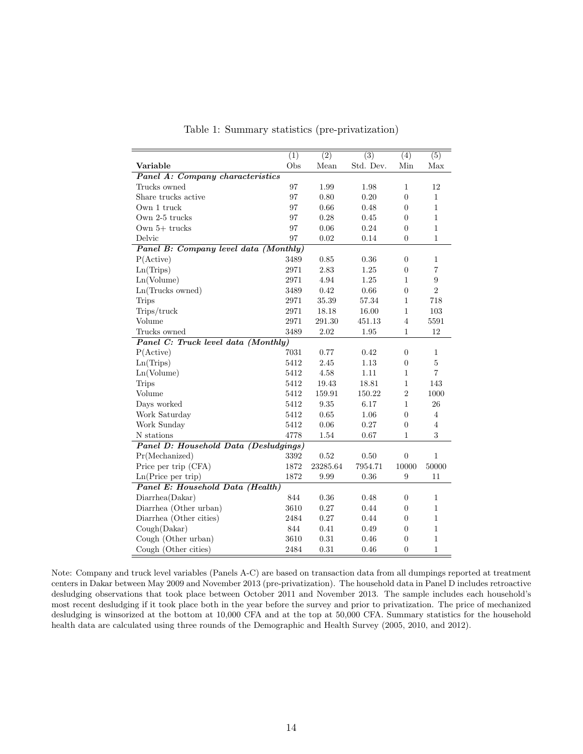Table 1: Summary statistics (pre-privatization)

| Variable | (1) Obs | (2) Mean | (3) Std. Dev. | (4) Min | (5) Max |
|---|---|---|---|---|---|
| ***Panel A: Company characteristics*** | | | | | |
| Trucks owned | 97 | 1.99 | 1.98 | 1 | 12 |
| Share trucks active | 97 | 0.80 | 0.20 | 0 | 1 |
| Own 1 truck | 97 | 0.66 | 0.48 | 0 | 1 |
| Own 2-5 trucks | 97 | 0.28 | 0.45 | 0 | 1 |
| Own 5+ trucks | 97 | 0.06 | 0.24 | 0 | 1 |
| Delvic | 97 | 0.02 | 0.14 | 0 | 1 |
| ***Panel B: Company level data (Monthly)*** | | | | | |
| P(Active) | 3489 | 0.85 | 0.36 | 0 | 1 |
| Ln(Trips) | 2971 | 2.83 | 1.25 | 0 | 7 |
| Ln(Volume) | 2971 | 4.94 | 1.25 | 1 | 9 |
| Ln(Trucks owned) | 3489 | 0.42 | 0.66 | 0 | 2 |
| Trips | 2971 | 35.39 | 57.34 | 1 | 718 |
| Trips/truck | 2971 | 18.18 | 16.00 | 1 | 103 |
| Volume | 2971 | 291.30 | 451.13 | 4 | 5591 |
| Trucks owned | 3489 | 2.02 | 1.95 | 1 | 12 |
| ***Panel C: Truck level data (Monthly)*** | | | | | |
| P(Active) | 7031 | 0.77 | 0.42 | 0 | 1 |
| Ln(Trips) | 5412 | 2.45 | 1.13 | 0 | 5 |
| Ln(Volume) | 5412 | 4.58 | 1.11 | 1 | 7 |
| Trips | 5412 | 19.43 | 18.81 | 1 | 143 |
| Volume | 5412 | 159.91 | 150.22 | 2 | 1000 |
| Days worked | 5412 | 9.35 | 6.17 | 1 | 26 |
| Work Saturday | 5412 | 0.65 | 1.06 | 0 | 4 |
| Work Sunday | 5412 | 0.06 | 0.27 | 0 | 4 |
| N stations | 4778 | 1.54 | 0.67 | 1 | 3 |
| ***Panel D: Household Data (Desludgings)*** | | | | | |
| Pr(Mechanized) | 3392 | 0.52 | 0.50 | 0 | 1 |
| Price per trip (CFA) | 1872 | 23285.64 | 7954.71 | 10000 | 50000 |
| Ln(Price per trip) | 1872 | 9.99 | 0.36 | 9 | 11 |
| ***Panel E: Household Data (Health)*** | | | | | |
| Diarrhea(Dakar) | 844 | 0.36 | 0.48 | 0 | 1 |
| Diarrhea (Other urban) | 3610 | 0.27 | 0.44 | 0 | 1 |
| Diarrhea (Other cities) | 2484 | 0.27 | 0.44 | 0 | 1 |
| Cough(Dakar) | 844 | 0.41 | 0.49 | 0 | 1 |
| Cough (Other urban) | 3610 | 0.31 | 0.46 | 0 | 1 |
| Cough (Other cities) | 2484 | 0.31 | 0.46 | 0 | 1 |

Note: Company and truck level variables (Panels A-C) are based on transaction data from all dumpings reported at treatment centers in Dakar between May 2009 and November 2013 (pre-privatization). The household data in Panel D includes retroactive desludging observations that took place between October 2011 and November 2013. The sample includes each household's most recent desludging if it took place both in the year before the survey and prior to privatization. The price of mechanized desludging is winsorized at the bottom at 10,000 CFA and at the top at 50,000 CFA. Summary statistics for the household health data are calculated using three rounds of the Demographic and Health Survey (2005, 2010, and 2012).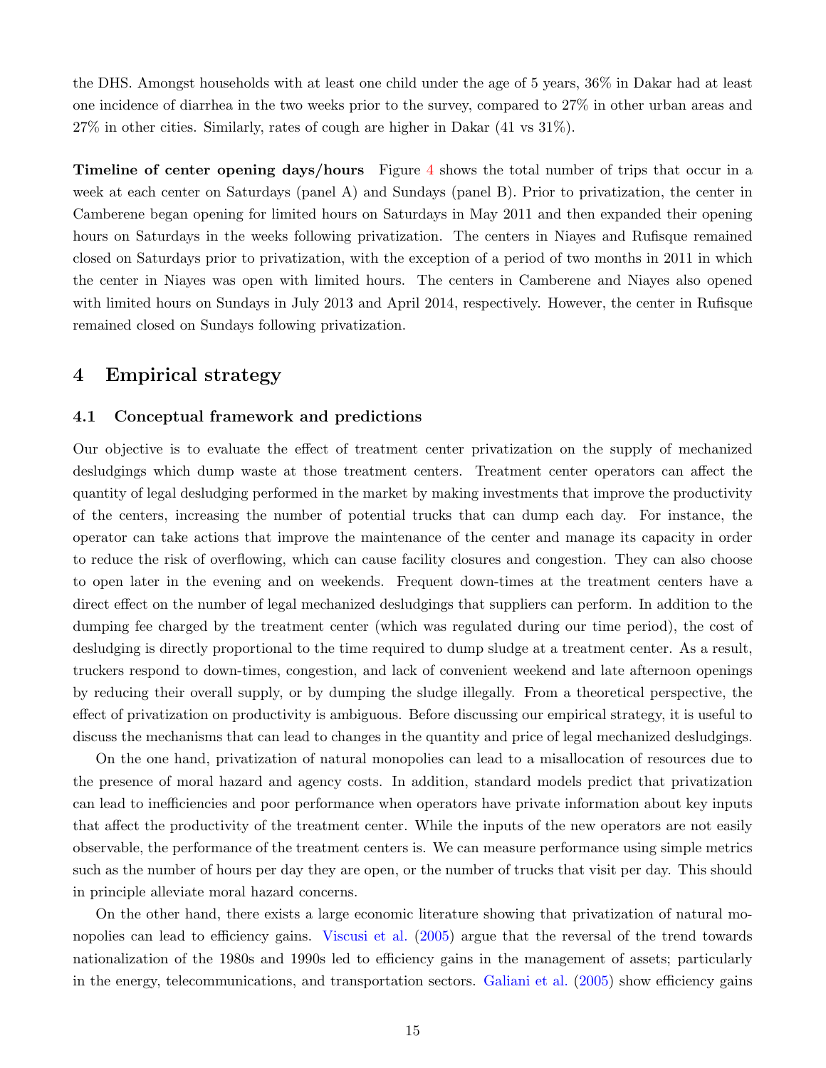the DHS. Amongst households with at least one child under the age of 5 years, 36% in Dakar had at least one incidence of diarrhea in the two weeks prior to the survey, compared to 27% in other urban areas and 27% in other cities. Similarly, rates of cough are higher in Dakar (41 vs 31%).

**Timeline of center opening days/hours** Figure 4 shows the total number of trips that occur in a week at each center on Saturdays (panel A) and Sundays (panel B). Prior to privatization, the center in Camberene began opening for limited hours on Saturdays in May 2011 and then expanded their opening hours on Saturdays in the weeks following privatization. The centers in Niayes and Rufisque remained closed on Saturdays prior to privatization, with the exception of a period of two months in 2011 in which the center in Niayes was open with limited hours. The centers in Camberene and Niayes also opened with limited hours on Sundays in July 2013 and April 2014, respectively. However, the center in Rufisque remained closed on Sundays following privatization.

## 4 Empirical strategy

### 4.1 Conceptual framework and predictions

Our objective is to evaluate the effect of treatment center privatization on the supply of mechanized desludgings which dump waste at those treatment centers. Treatment center operators can affect the quantity of legal desludging performed in the market by making investments that improve the productivity of the centers, increasing the number of potential trucks that can dump each day. For instance, the operator can take actions that improve the maintenance of the center and manage its capacity in order to reduce the risk of overflowing, which can cause facility closures and congestion. They can also choose to open later in the evening and on weekends. Frequent down-times at the treatment centers have a direct effect on the number of legal mechanized desludgings that suppliers can perform. In addition to the dumping fee charged by the treatment center (which was regulated during our time period), the cost of desludging is directly proportional to the time required to dump sludge at a treatment center. As a result, truckers respond to down-times, congestion, and lack of convenient weekend and late afternoon openings by reducing their overall supply, or by dumping the sludge illegally. From a theoretical perspective, the effect of privatization on productivity is ambiguous. Before discussing our empirical strategy, it is useful to discuss the mechanisms that can lead to changes in the quantity and price of legal mechanized desludgings.

On the one hand, privatization of natural monopolies can lead to a misallocation of resources due to the presence of moral hazard and agency costs. In addition, standard models predict that privatization can lead to inefficiencies and poor performance when operators have private information about key inputs that affect the productivity of the treatment center. While the inputs of the new operators are not easily observable, the performance of the treatment centers is. We can measure performance using simple metrics such as the number of hours per day they are open, or the number of trucks that visit per day. This should in principle alleviate moral hazard concerns.

On the other hand, there exists a large economic literature showing that privatization of natural monopolies can lead to efficiency gains. Viscusi et al. (2005) argue that the reversal of the trend towards nationalization of the 1980s and 1990s led to efficiency gains in the management of assets; particularly in the energy, telecommunications, and transportation sectors. Galiani et al. (2005) show efficiency gains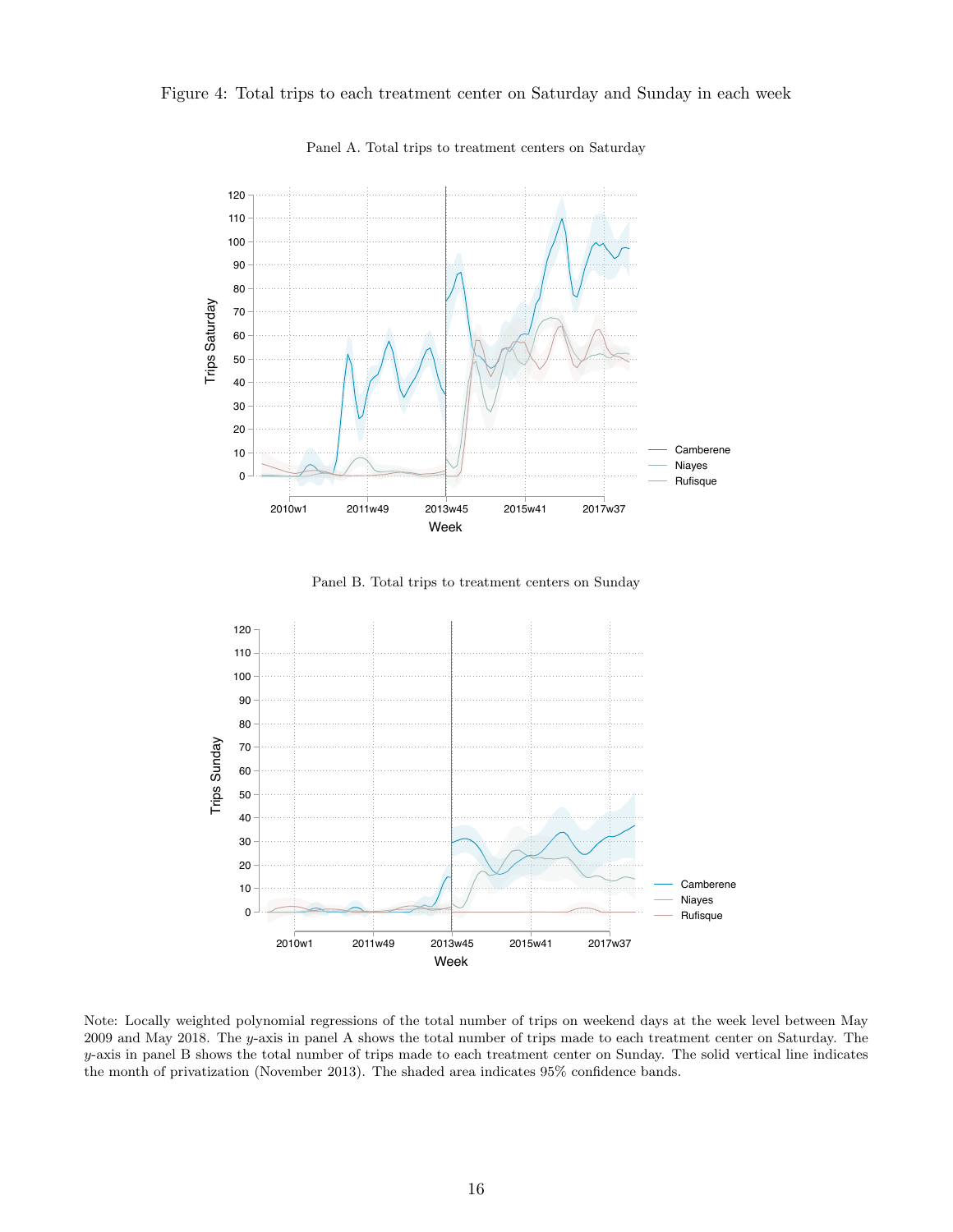Figure 4: Total trips to each treatment center on Saturday and Sunday in each week

Panel A. Total trips to treatment centers on Saturday

Trips Saturday

0
10
20
30
40
50
60
70
80
90
100
110
120

2010w1
2011w49
2013w45
2015w41
2017w37

Week

Camberene
Niayes
Rufisque

Panel B. Total trips to treatment centers on Sunday

Trips Sunday

0
10
20
30
40
50
60
70
80
90
100
110
120

2010w1
2011w49
2013w45
2015w41
2017w37

Week

Camberene
Niayes
Rufisque

Note: Locally weighted polynomial regressions of the total number of trips on weekend days at the week level between May 2009 and May 2018. The $y$-axis in panel A shows the total number of trips made to each treatment center on Saturday. The $y$-axis in panel B shows the total number of trips made to each treatment center on Sunday. The solid vertical line indicates the month of privatization (November 2013). The shaded area indicates 95% confidence bands.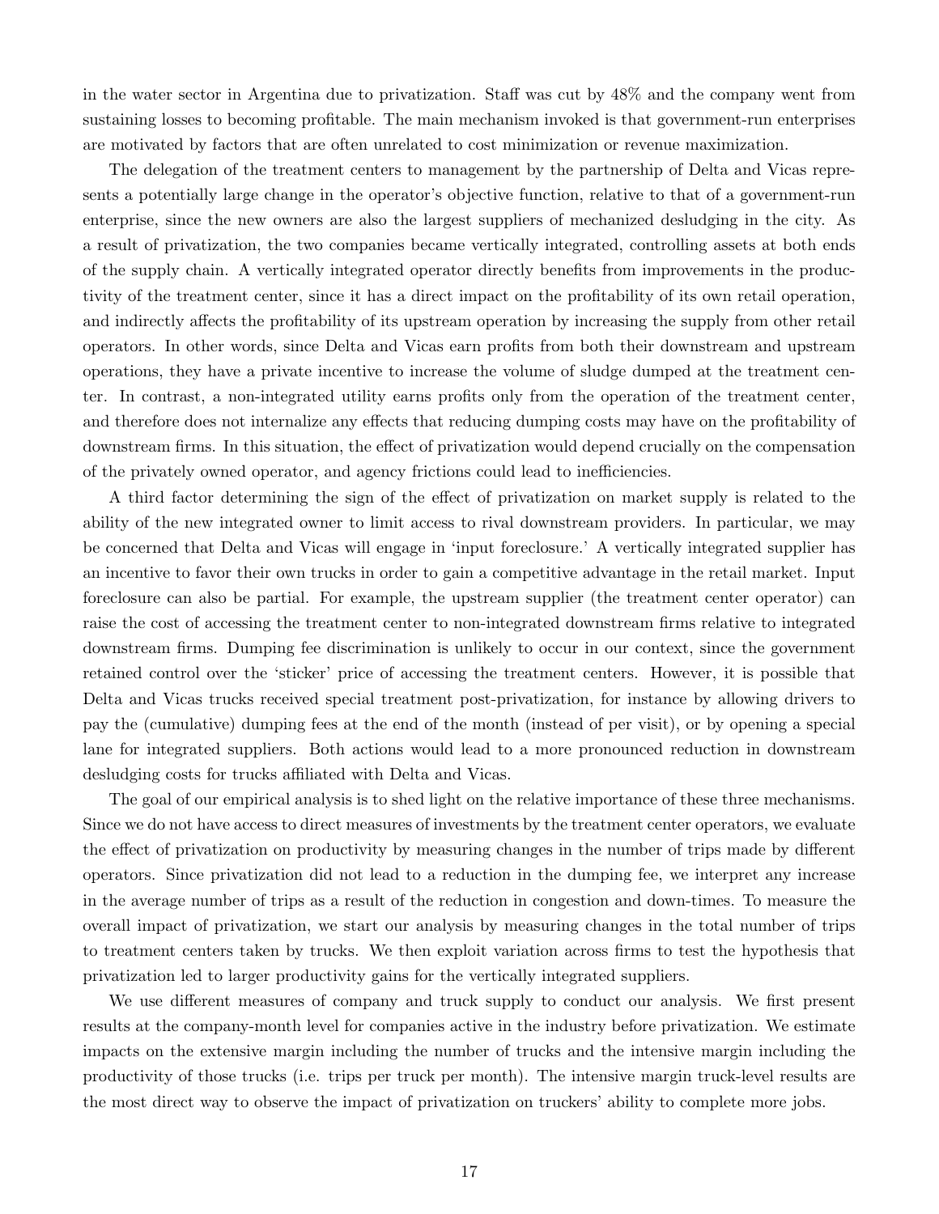in the water sector in Argentina due to privatization. Staff was cut by 48% and the company went from sustaining losses to becoming profitable. The main mechanism invoked is that government-run enterprises are motivated by factors that are often unrelated to cost minimization or revenue maximization.

The delegation of the treatment centers to management by the partnership of Delta and Vicas represents a potentially large change in the operator's objective function, relative to that of a government-run enterprise, since the new owners are also the largest suppliers of mechanized desludging in the city. As a result of privatization, the two companies became vertically integrated, controlling assets at both ends of the supply chain. A vertically integrated operator directly benefits from improvements in the productivity of the treatment center, since it has a direct impact on the profitability of its own retail operation, and indirectly affects the profitability of its upstream operation by increasing the supply from other retail operators. In other words, since Delta and Vicas earn profits from both their downstream and upstream operations, they have a private incentive to increase the volume of sludge dumped at the treatment center. In contrast, a non-integrated utility earns profits only from the operation of the treatment center, and therefore does not internalize any effects that reducing dumping costs may have on the profitability of downstream firms. In this situation, the effect of privatization would depend crucially on the compensation of the privately owned operator, and agency frictions could lead to inefficiencies.

A third factor determining the sign of the effect of privatization on market supply is related to the ability of the new integrated owner to limit access to rival downstream providers. In particular, we may be concerned that Delta and Vicas will engage in 'input foreclosure.' A vertically integrated supplier has an incentive to favor their own trucks in order to gain a competitive advantage in the retail market. Input foreclosure can also be partial. For example, the upstream supplier (the treatment center operator) can raise the cost of accessing the treatment center to non-integrated downstream firms relative to integrated downstream firms. Dumping fee discrimination is unlikely to occur in our context, since the government retained control over the 'sticker' price of accessing the treatment centers. However, it is possible that Delta and Vicas trucks received special treatment post-privatization, for instance by allowing drivers to pay the (cumulative) dumping fees at the end of the month (instead of per visit), or by opening a special lane for integrated suppliers. Both actions would lead to a more pronounced reduction in downstream desludging costs for trucks affiliated with Delta and Vicas.

The goal of our empirical analysis is to shed light on the relative importance of these three mechanisms. Since we do not have access to direct measures of investments by the treatment center operators, we evaluate the effect of privatization on productivity by measuring changes in the number of trips made by different operators. Since privatization did not lead to a reduction in the dumping fee, we interpret any increase in the average number of trips as a result of the reduction in congestion and down-times. To measure the overall impact of privatization, we start our analysis by measuring changes in the total number of trips to treatment centers taken by trucks. We then exploit variation across firms to test the hypothesis that privatization led to larger productivity gains for the vertically integrated suppliers.

We use different measures of company and truck supply to conduct our analysis. We first present results at the company-month level for companies active in the industry before privatization. We estimate impacts on the extensive margin including the number of trucks and the intensive margin including the productivity of those trucks (i.e. trips per truck per month). The intensive margin truck-level results are the most direct way to observe the impact of privatization on truckers' ability to complete more jobs.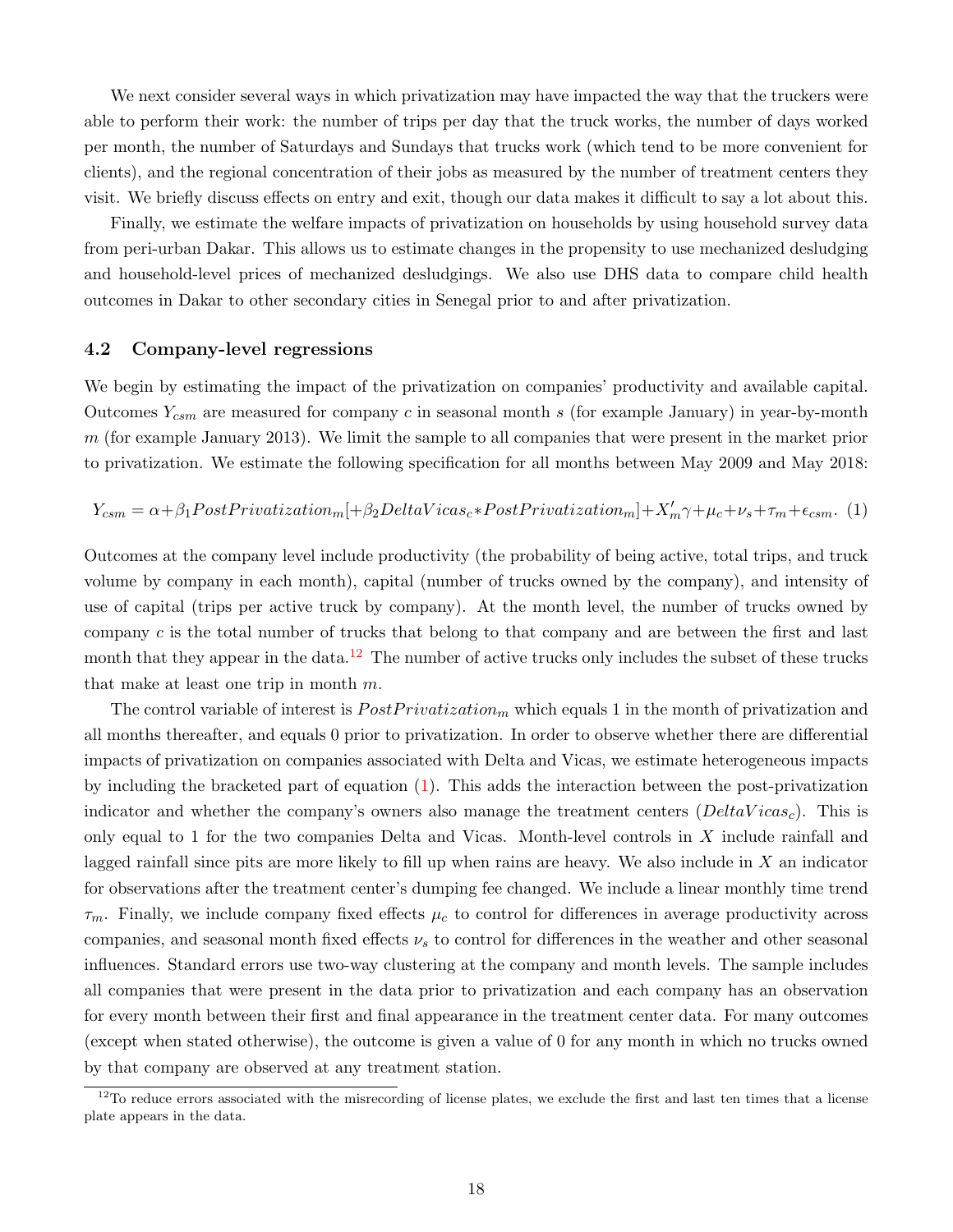We next consider several ways in which privatization may have impacted the way that the truckers were able to perform their work: the number of trips per day that the truck works, the number of days worked per month, the number of Saturdays and Sundays that trucks work (which tend to be more convenient for clients), and the regional concentration of their jobs as measured by the number of treatment centers they visit. We briefly discuss effects on entry and exit, though our data makes it difficult to say a lot about this.

Finally, we estimate the welfare impacts of privatization on households by using household survey data from peri-urban Dakar. This allows us to estimate changes in the propensity to use mechanized desludging and household-level prices of mechanized desludgings. We also use DHS data to compare child health outcomes in Dakar to other secondary cities in Senegal prior to and after privatization.

### 4.2 Company-level regressions

We begin by estimating the impact of the privatization on companies' productivity and available capital. Outcomes $Y_{csm}$ are measured for company $c$ in seasonal month $s$ (for example January) in year-by-month $m$ (for example January 2013). We limit the sample to all companies that were present in the market prior to privatization. We estimate the following specification for all months between May 2009 and May 2018:

$$Y_{csm} = \alpha + \beta_1 PostPrivatization_m [+\beta_2 DeltaVicas_c * PostPrivatization_m] + X_m' \gamma + \mu_c + \nu_s + \tau_m + \epsilon_{csm}. \quad (1)$$

Outcomes at the company level include productivity (the probability of being active, total trips, and truck volume by company in each month), capital (number of trucks owned by the company), and intensity of use of capital (trips per active truck by company). At the month level, the number of trucks owned by company $c$ is the total number of trucks that belong to that company and are between the first and last month that they appear in the data.[12] The number of active trucks only includes the subset of these trucks that make at least one trip in month $m$.

The control variable of interest is $PostPrivatization_m$ which equals 1 in the month of privatization and all months thereafter, and equals 0 prior to privatization. In order to observe whether there are differential impacts of privatization on companies associated with Delta and Vicas, we estimate heterogeneous impacts by including the bracketed part of equation (1). This adds the interaction between the post-privatization indicator and whether the company's owners also manage the treatment centers ($DeltaVicas_c$). This is only equal to 1 for the two companies Delta and Vicas. Month-level controls in $X$ include rainfall and lagged rainfall since pits are more likely to fill up when rains are heavy. We also include in $X$ an indicator for observations after the treatment center's dumping fee changed. We include a linear monthly time trend $\tau_m$. Finally, we include company fixed effects $\mu_c$ to control for differences in average productivity across companies, and seasonal month fixed effects $\nu_s$ to control for differences in the weather and other seasonal influences. Standard errors use two-way clustering at the company and month levels. The sample includes all companies that were present in the data prior to privatization and each company has an observation for every month between their first and final appearance in the treatment center data. For many outcomes (except when stated otherwise), the outcome is given a value of 0 for any month in which no trucks owned by that company are observed at any treatment station.

[12] To reduce errors associated with the misrecording of license plates, we exclude the first and last ten times that a license plate appears in the data.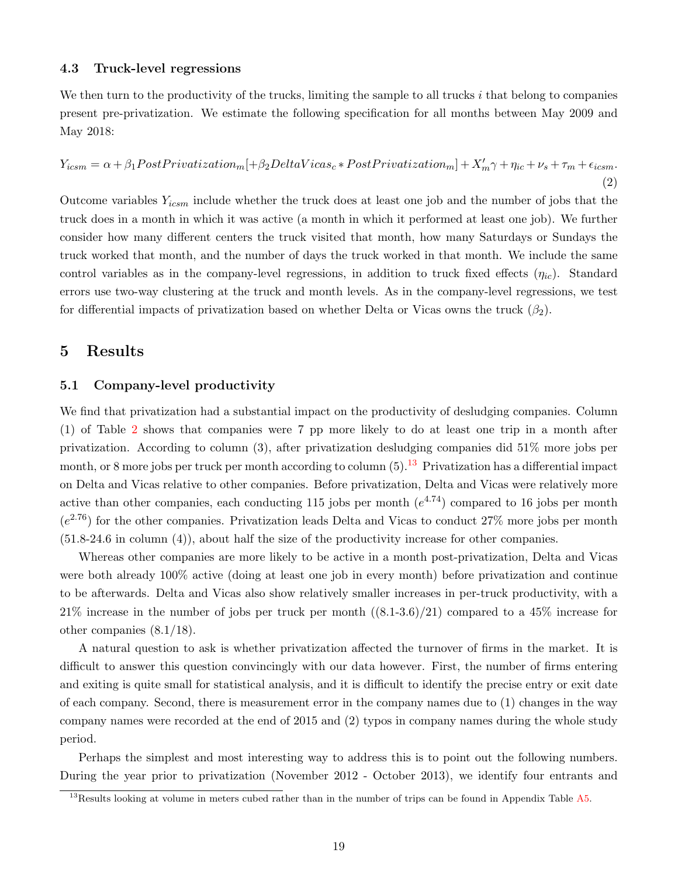### 4.3 Truck-level regressions

We then turn to the productivity of the trucks, limiting the sample to all trucks $i$ that belong to companies present pre-privatization. We estimate the following specification for all months between May 2009 and May 2018:

$$Y_{icsm} = \alpha + \beta_1 PostPrivatization_m [+\beta_2 DeltaVicas_c * PostPrivatization_m] + X_m'\gamma + \eta_{ic} + \nu_s + \tau_m + \epsilon_{icsm}. \tag{2}$$

Outcome variables $Y_{icsm}$ include whether the truck does at least one job and the number of jobs that the truck does in a month in which it was active (a month in which it performed at least one job). We further consider how many different centers the truck visited that month, how many Saturdays or Sundays the truck worked that month, and the number of days the truck worked in that month. We include the same control variables as in the company-level regressions, in addition to truck fixed effects ($\eta_{ic}$). Standard errors use two-way clustering at the truck and month levels. As in the company-level regressions, we test for differential impacts of privatization based on whether Delta or Vicas owns the truck ($\beta_2$).

## 5 Results

### 5.1 Company-level productivity

We find that privatization had a substantial impact on the productivity of desludging companies. Column (1) of Table 2 shows that companies were 7 pp more likely to do at least one trip in a month after privatization. According to column (3), after privatization desludging companies did 51% more jobs per month, or 8 more jobs per truck per month according to column (5).[13] Privatization has a differential impact on Delta and Vicas relative to other companies. Before privatization, Delta and Vicas were relatively more active than other companies, each conducting 115 jobs per month ($e^{4.74}$) compared to 16 jobs per month ($e^{2.76}$) for the other companies. Privatization leads Delta and Vicas to conduct 27% more jobs per month (51.8-24.6 in column (4)), about half the size of the productivity increase for other companies.

Whereas other companies are more likely to be active in a month post-privatization, Delta and Vicas were both already 100% active (doing at least one job in every month) before privatization and continue to be afterwards. Delta and Vicas also show relatively smaller increases in per-truck productivity, with a 21% increase in the number of jobs per truck per month ((8.1-3.6)/21) compared to a 45% increase for other companies (8.1/18).

A natural question to ask is whether privatization affected the turnover of firms in the market. It is difficult to answer this question convincingly with our data however. First, the number of firms entering and exiting is quite small for statistical analysis, and it is difficult to identify the precise entry or exit date of each company. Second, there is measurement error in the company names due to (1) changes in the way company names were recorded at the end of 2015 and (2) typos in company names during the whole study period.

Perhaps the simplest and most interesting way to address this is to point out the following numbers. During the year prior to privatization (November 2012 - October 2013), we identify four entrants and

[13] Results looking at volume in meters cubed rather than in the number of trips can be found in Appendix Table A5.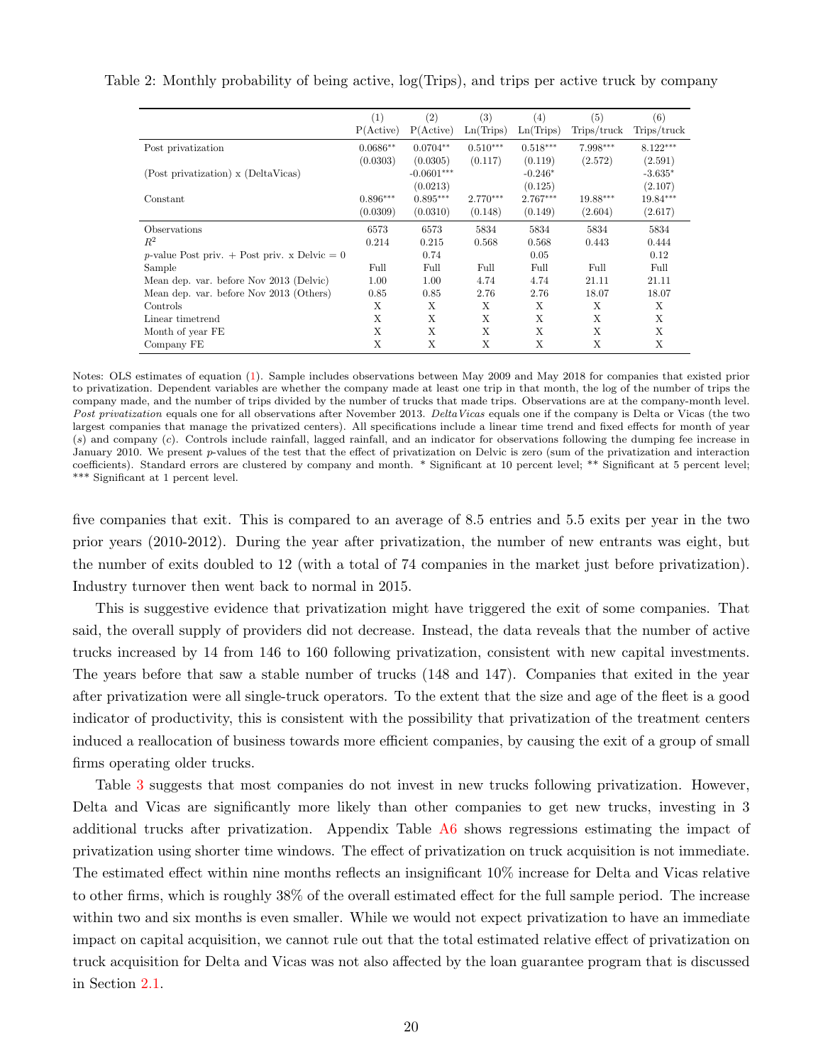Table 2: Monthly probability of being active, log(Trips), and trips per active truck by company

| | (1) P(Active) | (2) P(Active) | (3) Ln(Trips) | (4) Ln(Trips) | (5) Trips/truck | (6) Trips/truck |
|---|---|---|---|---|---|---|
| Post privatization | 0.0686** | 0.0704** | 0.510*** | 0.518*** | 7.998*** | 8.122*** |
| | (0.0303) | (0.0305) | (0.117) | (0.119) | (2.572) | (2.591) |
| (Post privatization) x (DeltaVicas) | | -0.0601*** | | -0.246* | | -3.635* |
| | | (0.0213) | | (0.125) | | (2.107) |
| Constant | 0.896*** | 0.895*** | 2.770*** | 2.767*** | 19.88*** | 19.84*** |
| | (0.0309) | (0.0310) | (0.148) | (0.149) | (2.604) | (2.617) |
| Observations | 6573 | 6573 | 5834 | 5834 | 5834 | 5834 |
| $R^2$ | 0.214 | 0.215 | 0.568 | 0.568 | 0.443 | 0.444 |
| $p$-value Post priv. + Post priv. x Delvic = 0 | | 0.74 | | 0.05 | | 0.12 |
| Sample | Full | Full | Full | Full | Full | Full |
| Mean dep. var. before Nov 2013 (Delvic) | 1.00 | 1.00 | 4.74 | 4.74 | 21.11 | 21.11 |
| Mean dep. var. before Nov 2013 (Others) | 0.85 | 0.85 | 2.76 | 2.76 | 18.07 | 18.07 |
| Controls | X | X | X | X | X | X |
| Linear timetrend | X | X | X | X | X | X |
| Month of year FE | X | X | X | X | X | X |
| Company FE | X | X | X | X | X | X |

Notes: OLS estimates of equation (1). Sample includes observations between May 2009 and May 2018 for companies that existed prior to privatization. Dependent variables are whether the company made at least one trip in that month, the log of the number of trips the company made, and the number of trips divided by the number of trucks that made trips. Observations are at the company-month level. *Post privatization* equals one for all observations after November 2013. *DeltaVicas* equals one if the company is Delta or Vicas (the two largest companies that manage the privatized centers). All specifications include a linear time trend and fixed effects for month of year ($s$) and company ($c$). Controls include rainfall, lagged rainfall, and an indicator for observations following the dumping fee increase in January 2010. We present $p$-values of the test that the effect of privatization on Delvic is zero (sum of the privatization and interaction coefficients). Standard errors are clustered by company and month. * Significant at 10 percent level; ** Significant at 5 percent level; *** Significant at 1 percent level.

five companies that exit. This is compared to an average of 8.5 entries and 5.5 exits per year in the two prior years (2010-2012). During the year after privatization, the number of new entrants was eight, but the number of exits doubled to 12 (with a total of 74 companies in the market just before privatization). Industry turnover then went back to normal in 2015.

This is suggestive evidence that privatization might have triggered the exit of some companies. That said, the overall supply of providers did not decrease. Instead, the data reveals that the number of active trucks increased by 14 from 146 to 160 following privatization, consistent with new capital investments. The years before that saw a stable number of trucks (148 and 147). Companies that exited in the year after privatization were all single-truck operators. To the extent that the size and age of the fleet is a good indicator of productivity, this is consistent with the possibility that privatization of the treatment centers induced a reallocation of business towards more efficient companies, by causing the exit of a group of small firms operating older trucks.

Table 3 suggests that most companies do not invest in new trucks following privatization. However, Delta and Vicas are significantly more likely than other companies to get new trucks, investing in 3 additional trucks after privatization. Appendix Table A6 shows regressions estimating the impact of privatization using shorter time windows. The effect of privatization on truck acquisition is not immediate. The estimated effect within nine months reflects an insignificant 10% increase for Delta and Vicas relative to other firms, which is roughly 38% of the overall estimated effect for the full sample period. The increase within two and six months is even smaller. While we would not expect privatization to have an immediate impact on capital acquisition, we cannot rule out that the total estimated relative effect of privatization on truck acquisition for Delta and Vicas was not also affected by the loan guarantee program that is discussed in Section 2.1.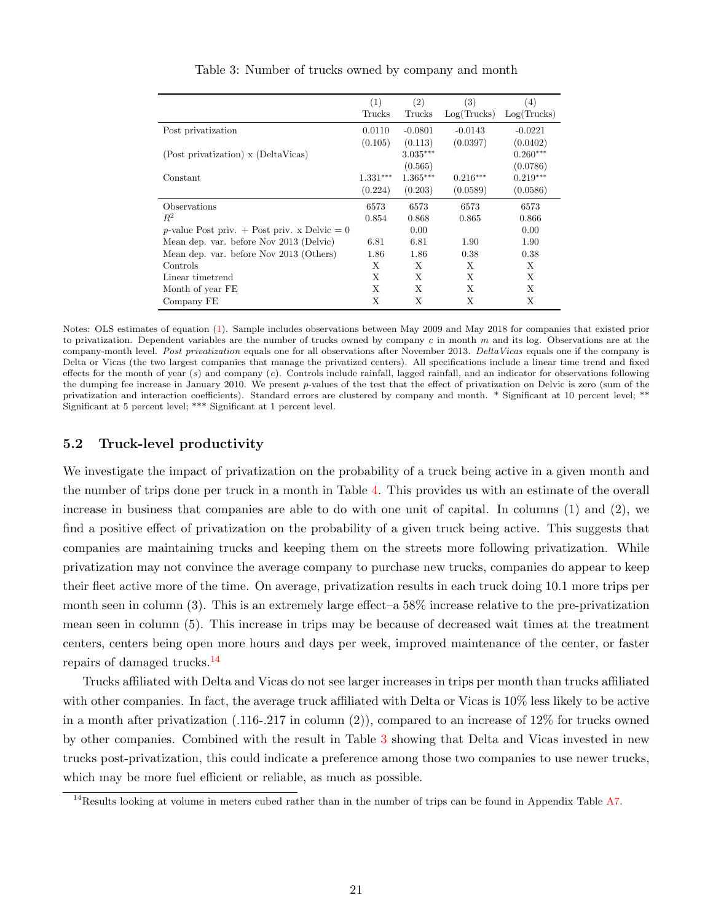Table 3: Number of trucks owned by company and month

| | (1) Trucks | (2) Trucks | (3) Log(Trucks) | (4) Log(Trucks) |
|---|---|---|---|---|
| Post privatization | 0.0110 | -0.0801 | -0.0143 | -0.0221 |
| | (0.105) | (0.113) | (0.0397) | (0.0402) |
| (Post privatization) x (DeltaVicas) | | 3.035*** | | 0.260*** |
| | | (0.565) | | (0.0786) |
| Constant | 1.331*** | 1.365*** | 0.216*** | 0.219*** |
| | (0.224) | (0.203) | (0.0589) | (0.0586) |
| Observations | 6573 | 6573 | 6573 | 6573 |
| $R^2$ | 0.854 | 0.868 | 0.865 | 0.866 |
| $p$-value Post priv. + Post priv. x Delvic = 0 | | 0.00 | | 0.00 |
| Mean dep. var. before Nov 2013 (Delvic) | 6.81 | 6.81 | 1.90 | 1.90 |
| Mean dep. var. before Nov 2013 (Others) | 1.86 | 1.86 | 0.38 | 0.38 |
| Controls | X | X | X | X |
| Linear timetrend | X | X | X | X |
| Month of year FE | X | X | X | X |
| Company FE | X | X | X | X |

Notes: OLS estimates of equation (1). Sample includes observations between May 2009 and May 2018 for companies that existed prior to privatization. Dependent variables are the number of trucks owned by company $c$ in month $m$ and its log. Observations are at the company-month level. *Post privatization* equals one for all observations after November 2013. *DeltaVicas* equals one if the company is Delta or Vicas (the two largest companies that manage the privatized centers). All specifications include a linear time trend and fixed effects for the month of year ($s$) and company ($c$). Controls include rainfall, lagged rainfall, and an indicator for observations following the dumping fee increase in January 2010. We present $p$-values of the test that the effect of privatization on Delvic is zero (sum of the privatization and interaction coefficients). Standard errors are clustered by company and month. * Significant at 10 percent level; ** Significant at 5 percent level; *** Significant at 1 percent level.

### 5.2 Truck-level productivity

We investigate the impact of privatization on the probability of a truck being active in a given month and the number of trips done per truck in a month in Table 4. This provides us with an estimate of the overall increase in business that companies are able to do with one unit of capital. In columns (1) and (2), we find a positive effect of privatization on the probability of a given truck being active. This suggests that companies are maintaining trucks and keeping them on the streets more following privatization. While privatization may not convince the average company to purchase new trucks, companies do appear to keep their fleet active more of the time. On average, privatization results in each truck doing 10.1 more trips per month seen in column (3). This is an extremely large effect–a 58% increase relative to the pre-privatization mean seen in column (5). This increase in trips may be because of decreased wait times at the treatment centers, centers being open more hours and days per week, improved maintenance of the center, or faster repairs of damaged trucks.[14]

Trucks affiliated with Delta and Vicas do not see larger increases in trips per month than trucks affiliated with other companies. In fact, the average truck affiliated with Delta or Vicas is 10% less likely to be active in a month after privatization (.116-.217 in column (2)), compared to an increase of 12% for trucks owned by other companies. Combined with the result in Table 3 showing that Delta and Vicas invested in new trucks post-privatization, this could indicate a preference among those two companies to use newer trucks, which may be more fuel efficient or reliable, as much as possible.

[14]Results looking at volume in meters cubed rather than in the number of trips can be found in Appendix Table A7.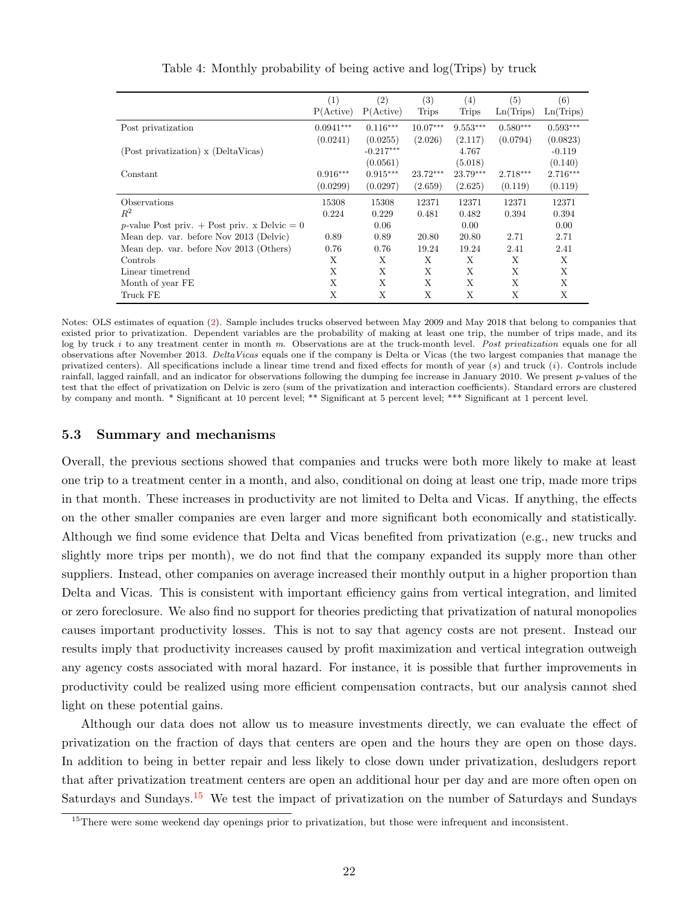Table 4: Monthly probability of being active and log(Trips) by truck

| | (1) P(Active) | (2) P(Active) | (3) Trips | (4) Trips | (5) Ln(Trips) | (6) Ln(Trips) |
|---|---|---|---|---|---|---|
| Post privatization | 0.0941*** | 0.116*** | 10.07*** | 9.553*** | 0.580*** | 0.593*** |
| | (0.0241) | (0.0255) | (2.026) | (2.117) | (0.0794) | (0.0823) |
| (Post privatization) x (DeltaVicas) | | -0.217*** | | 4.767 | | -0.119 |
| | | (0.0561) | | (5.018) | | (0.140) |
| Constant | 0.916*** | 0.915*** | 23.72*** | 23.79*** | 2.718*** | 2.716*** |
| | (0.0299) | (0.0297) | (2.659) | (2.625) | (0.119) | (0.119) |
| Observations | 15308 | 15308 | 12371 | 12371 | 12371 | 12371 |
| $R^2$ | 0.224 | 0.229 | 0.481 | 0.482 | 0.394 | 0.394 |
| $p$-value Post priv. + Post priv. x Delvic = 0 | | 0.06 | | 0.00 | | 0.00 |
| Mean dep. var. before Nov 2013 (Delvic) | 0.89 | 0.89 | 20.80 | 20.80 | 2.71 | 2.71 |
| Mean dep. var. before Nov 2013 (Others) | 0.76 | 0.76 | 19.24 | 19.24 | 2.41 | 2.41 |
| Controls | X | X | X | X | X | X |
| Linear timetrend | X | X | X | X | X | X |
| Month of year FE | X | X | X | X | X | X |
| Truck FE | X | X | X | X | X | X |

Notes: OLS estimates of equation (2). Sample includes trucks observed between May 2009 and May 2018 that belong to companies that existed prior to privatization. Dependent variables are the probability of making at least one trip, the number of trips made, and its log by truck $i$ to any treatment center in month $m$. Observations are at the truck-month level. *Post privatization* equals one for all observations after November 2013. *DeltaVicas* equals one if the company is Delta or Vicas (the two largest companies that manage the privatized centers). All specifications include a linear time trend and fixed effects for month of year ($s$) and truck ($i$). Controls include rainfall, lagged rainfall, and an indicator for observations following the dumping fee increase in January 2010. We present $p$-values of the test that the effect of privatization on Delvic is zero (sum of the privatization and interaction coefficients). Standard errors are clustered by company and month. * Significant at 10 percent level; ** Significant at 5 percent level; *** Significant at 1 percent level.

### 5.3 Summary and mechanisms

Overall, the previous sections showed that companies and trucks were both more likely to make at least one trip to a treatment center in a month, and also, conditional on doing at least one trip, made more trips in that month. These increases in productivity are not limited to Delta and Vicas. If anything, the effects on the other smaller companies are even larger and more significant both economically and statistically. Although we find some evidence that Delta and Vicas benefited from privatization (e.g., new trucks and slightly more trips per month), we do not find that the company expanded its supply more than other suppliers. Instead, other companies on average increased their monthly output in a higher proportion than Delta and Vicas. This is consistent with important efficiency gains from vertical integration, and limited or zero foreclosure. We also find no support for theories predicting that privatization of natural monopolies causes important productivity losses. This is not to say that agency costs are not present. Instead our results imply that productivity increases caused by profit maximization and vertical integration outweigh any agency costs associated with moral hazard. For instance, it is possible that further improvements in productivity could be realized using more efficient compensation contracts, but our analysis cannot shed light on these potential gains.

Although our data does not allow us to measure investments directly, we can evaluate the effect of privatization on the fraction of days that centers are open and the hours they are open on those days. In addition to being in better repair and less likely to close down under privatization, desludgers report that after privatization treatment centers are open an additional hour per day and are more often open on Saturdays and Sundays.[15] We test the impact of privatization on the number of Saturdays and Sundays

[15]There were some weekend day openings prior to privatization, but those were infrequent and inconsistent.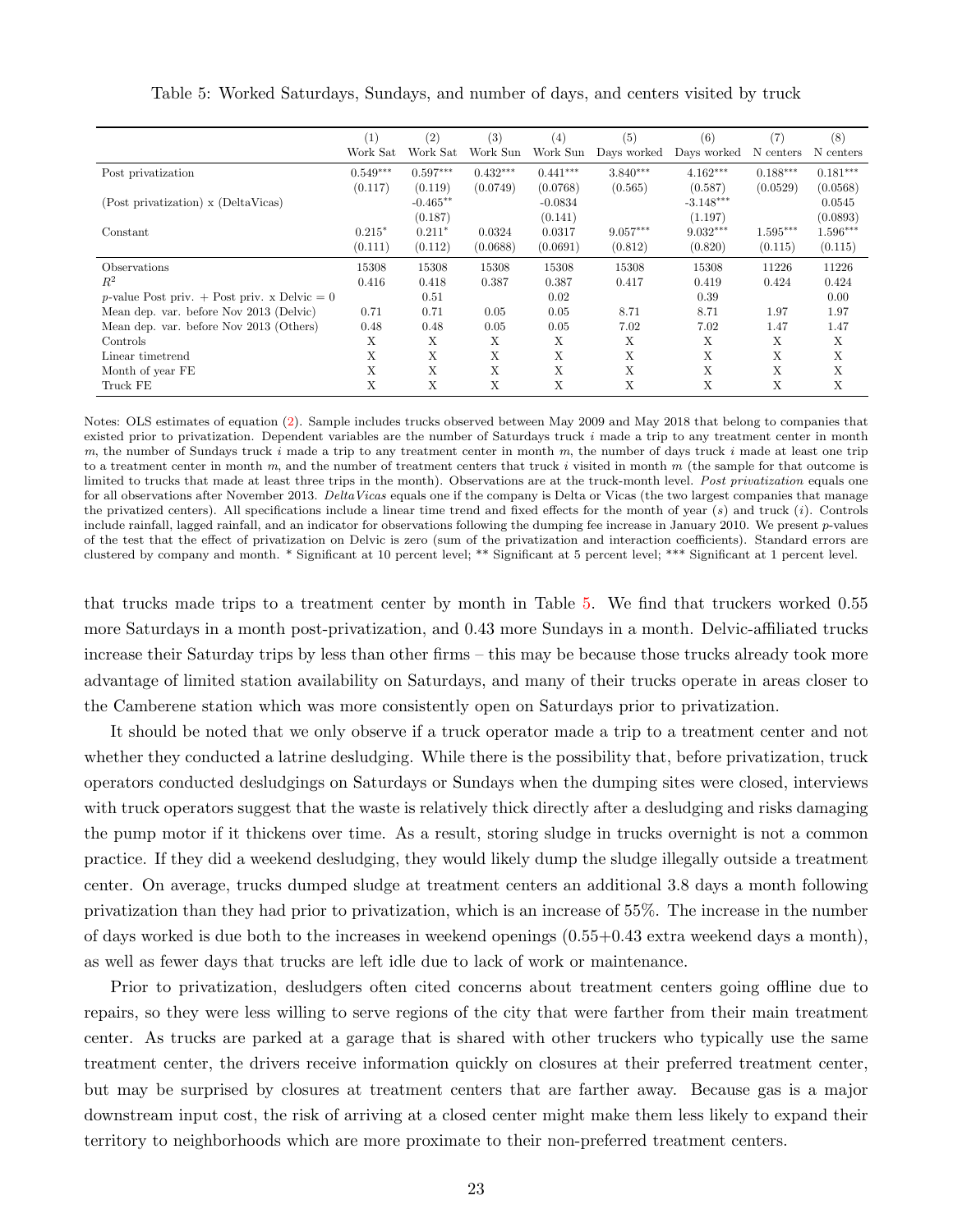Table 5: Worked Saturdays, Sundays, and number of days, and centers visited by truck

| | (1) | (2) | (3) | (4) | (5) | (6) | (7) | (8) |
|---|---|---|---|---|---|---|---|---|
| | Work Sat | Work Sat | Work Sun | Work Sun | Days worked | Days worked | N centers | N centers |
| Post privatization | 0.549*** | 0.597*** | 0.432*** | 0.441*** | 3.840*** | 4.162*** | 0.188*** | 0.181*** |
| | (0.117) | (0.119) | (0.0749) | (0.0768) | (0.565) | (0.587) | (0.0529) | (0.0568) |
| (Post privatization) x (DeltaVicas) | | -0.465** | | -0.0834 | | -3.148*** | | 0.0545 |
| | | (0.187) | | (0.141) | | (1.197) | | (0.0893) |
| Constant | 0.215* | 0.211* | 0.0324 | 0.0317 | 9.057*** | 9.032*** | 1.595*** | 1.596*** |
| | (0.111) | (0.112) | (0.0688) | (0.0691) | (0.812) | (0.820) | (0.115) | (0.115) |
| Observations | 15308 | 15308 | 15308 | 15308 | 15308 | 15308 | 11226 | 11226 |
| $R^2$ | 0.416 | 0.418 | 0.387 | 0.387 | 0.417 | 0.419 | 0.424 | 0.424 |
| $p$-value Post priv. + Post priv. x Delvic = 0 | | 0.51 | | 0.02 | | 0.39 | | 0.00 |
| Mean dep. var. before Nov 2013 (Delvic) | 0.71 | 0.71 | 0.05 | 0.05 | 8.71 | 8.71 | 1.97 | 1.97 |
| Mean dep. var. before Nov 2013 (Others) | 0.48 | 0.48 | 0.05 | 0.05 | 7.02 | 7.02 | 1.47 | 1.47 |
| Controls | X | X | X | X | X | X | X | X |
| Linear timetrend | X | X | X | X | X | X | X | X |
| Month of year FE | X | X | X | X | X | X | X | X |
| Truck FE | X | X | X | X | X | X | X | X |

Notes: OLS estimates of equation (2). Sample includes trucks observed between May 2009 and May 2018 that belong to companies that existed prior to privatization. Dependent variables are the number of Saturdays truck $i$ made a trip to any treatment center in month $m$, the number of Sundays truck $i$ made a trip to any treatment center in month $m$, the number of days truck $i$ made at least one trip to a treatment center in month $m$, and the number of treatment centers that truck $i$ visited in month $m$ (the sample for that outcome is limited to trucks that made at least three trips in the month). Observations are at the truck-month level. *Post privatization* equals one for all observations after November 2013. *DeltaVicas* equals one if the company is Delta or Vicas (the two largest companies that manage the privatized centers). All specifications include a linear time trend and fixed effects for the month of year ($s$) and truck ($i$). Controls include rainfall, lagged rainfall, and an indicator for observations following the dumping fee increase in January 2010. We present $p$-values of the test that the effect of privatization on Delvic is zero (sum of the privatization and interaction coefficients). Standard errors are clustered by company and month. * Significant at 10 percent level; ** Significant at 5 percent level; *** Significant at 1 percent level.

that trucks made trips to a treatment center by month in Table 5. We find that truckers worked 0.55 more Saturdays in a month post-privatization, and 0.43 more Sundays in a month. Delvic-affiliated trucks increase their Saturday trips by less than other firms – this may be because those trucks already took more advantage of limited station availability on Saturdays, and many of their trucks operate in areas closer to the Camberene station which was more consistently open on Saturdays prior to privatization.

It should be noted that we only observe if a truck operator made a trip to a treatment center and not whether they conducted a latrine desludging. While there is the possibility that, before privatization, truck operators conducted desludgings on Saturdays or Sundays when the dumping sites were closed, interviews with truck operators suggest that the waste is relatively thick directly after a desludging and risks damaging the pump motor if it thickens over time. As a result, storing sludge in trucks overnight is not a common practice. If they did a weekend desludging, they would likely dump the sludge illegally outside a treatment center. On average, trucks dumped sludge at treatment centers an additional 3.8 days a month following privatization than they had prior to privatization, which is an increase of 55%. The increase in the number of days worked is due both to the increases in weekend openings (0.55+0.43 extra weekend days a month), as well as fewer days that trucks are left idle due to lack of work or maintenance.

Prior to privatization, desludgers often cited concerns about treatment centers going offline due to repairs, so they were less willing to serve regions of the city that were farther from their main treatment center. As trucks are parked at a garage that is shared with other truckers who typically use the same treatment center, the drivers receive information quickly on closures at their preferred treatment center, but may be surprised by closures at treatment centers that are farther away. Because gas is a major downstream input cost, the risk of arriving at a closed center might make them less likely to expand their territory to neighborhoods which are more proximate to their non-preferred treatment centers.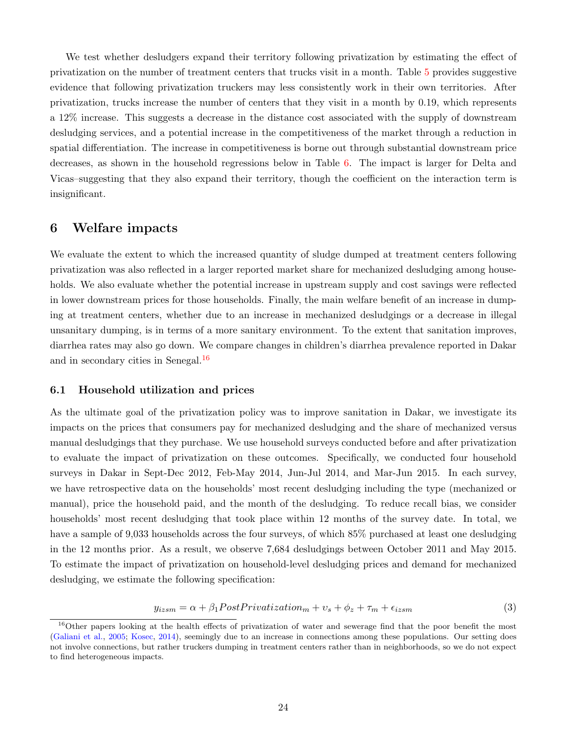We test whether desludgers expand their territory following privatization by estimating the effect of privatization on the number of treatment centers that trucks visit in a month. Table 5 provides suggestive evidence that following privatization truckers may less consistently work in their own territories. After privatization, trucks increase the number of centers that they visit in a month by 0.19, which represents a 12% increase. This suggests a decrease in the distance cost associated with the supply of downstream desludging services, and a potential increase in the competitiveness of the market through a reduction in spatial differentiation. The increase in competitiveness is borne out through substantial downstream price decreases, as shown in the household regressions below in Table 6. The impact is larger for Delta and Vicas–suggesting that they also expand their territory, though the coefficient on the interaction term is insignificant.

# 6 Welfare impacts

We evaluate the extent to which the increased quantity of sludge dumped at treatment centers following privatization was also reflected in a larger reported market share for mechanized desludging among households. We also evaluate whether the potential increase in upstream supply and cost savings were reflected in lower downstream prices for those households. Finally, the main welfare benefit of an increase in dumping at treatment centers, whether due to an increase in mechanized desludgings or a decrease in illegal unsanitary dumping, is in terms of a more sanitary environment. To the extent that sanitation improves, diarrhea rates may also go down. We compare changes in children's diarrhea prevalence reported in Dakar and in secondary cities in Senegal.[16]

## 6.1 Household utilization and prices

As the ultimate goal of the privatization policy was to improve sanitation in Dakar, we investigate its impacts on the prices that consumers pay for mechanized desludging and the share of mechanized versus manual desludgings that they purchase. We use household surveys conducted before and after privatization to evaluate the impact of privatization on these outcomes. Specifically, we conducted four household surveys in Dakar in Sept-Dec 2012, Feb-May 2014, Jun-Jul 2014, and Mar-Jun 2015. In each survey, we have retrospective data on the households' most recent desludging including the type (mechanized or manual), price the household paid, and the month of the desludging. To reduce recall bias, we consider households' most recent desludging that took place within 12 months of the survey date. In total, we have a sample of 9,033 households across the four surveys, of which 85% purchased at least one desludging in the 12 months prior. As a result, we observe 7,684 desludgings between October 2011 and May 2015. To estimate the impact of privatization on household-level desludging prices and demand for mechanized desludging, we estimate the following specification:

$$y_{izsm} = \alpha + \beta_1 PostPrivatization_m + \upsilon_s + \phi_z + \tau_m + \epsilon_{izsm} \quad (3)$$

[16] Other papers looking at the health effects of privatization of water and sewerage find that the poor benefit the most (Galiani et al., 2005; Kosec, 2014), seemingly due to an increase in connections among these populations. Our setting does not involve connections, but rather truckers dumping in treatment centers rather than in neighborhoods, so we do not expect to find heterogeneous impacts.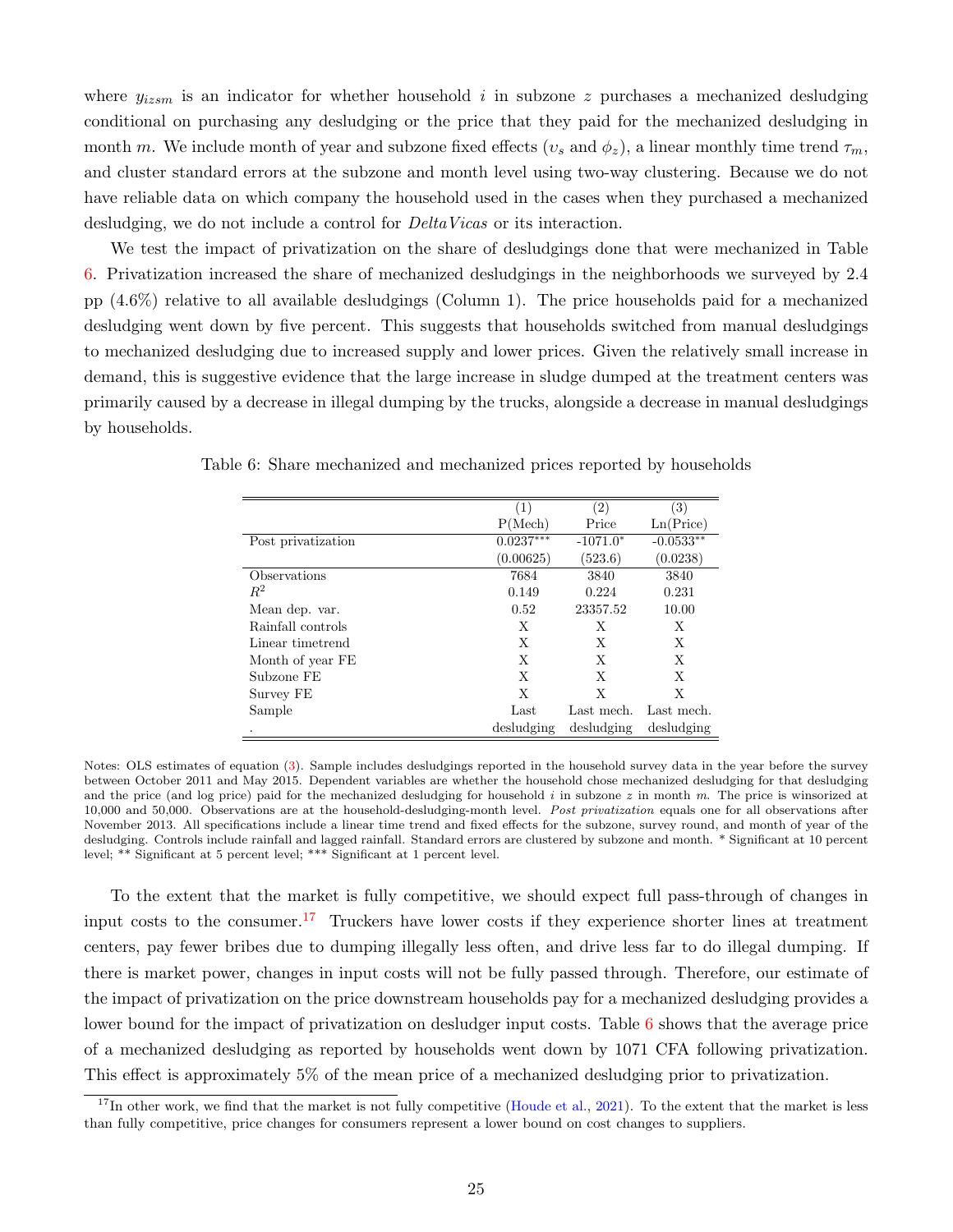where $y_{izsm}$ is an indicator for whether household $i$ in subzone $z$ purchases a mechanized desludging conditional on purchasing any desludging or the price that they paid for the mechanized desludging in month $m$. We include month of year and subzone fixed effects ($\upsilon_s$ and $\phi_z$), a linear monthly time trend $\tau_m$, and cluster standard errors at the subzone and month level using two-way clustering. Because we do not have reliable data on which company the household used in the cases when they purchased a mechanized desludging, we do not include a control for *DeltaVicas* or its interaction.

We test the impact of privatization on the share of desludgings done that were mechanized in Table 6. Privatization increased the share of mechanized desludgings in the neighborhoods we surveyed by 2.4 pp (4.6%) relative to all available desludgings (Column 1). The price households paid for a mechanized desludging went down by five percent. This suggests that households switched from manual desludgings to mechanized desludging due to increased supply and lower prices. Given the relatively small increase in demand, this is suggestive evidence that the large increase in sludge dumped at the treatment centers was primarily caused by a decrease in illegal dumping by the trucks, alongside a decrease in manual desludgings by households.

Table 6: Share mechanized and mechanized prices reported by households

| | (1) P(Mech) | (2) Price | (3) Ln(Price) |
|---|---|---|---|
| Post privatization | $0.0237^{***}$ | $-1071.0^{*}$ | $-0.0533^{**}$ |
| | (0.00625) | (523.6) | (0.0238) |
| Observations | 7684 | 3840 | 3840 |
| $R^2$ | 0.149 | 0.224 | 0.231 |
| Mean dep. var. | 0.52 | 23357.52 | 10.00 |
| Rainfall controls | X | X | X |
| Linear timetrend | X | X | X |
| Month of year FE | X | X | X |
| Subzone FE | X | X | X |
| Survey FE | X | X | X |
| Sample | Last desludging | Last mech. desludging | Last mech. desludging |

Notes: OLS estimates of equation (3). Sample includes desludgings reported in the household survey data in the year before the survey between October 2011 and May 2015. Dependent variables are whether the household chose mechanized desludging for that desludging and the price (and log price) paid for the mechanized desludging for household $i$ in subzone $z$ in month $m$. The price is winsorized at 10,000 and 50,000. Observations are at the household-desludging-month level. *Post privatization* equals one for all observations after November 2013. All specifications include a linear time trend and fixed effects for the subzone, survey round, and month of year of the desludging. Controls include rainfall and lagged rainfall. Standard errors are clustered by subzone and month. * Significant at 10 percent level; ** Significant at 5 percent level; *** Significant at 1 percent level.

To the extent that the market is fully competitive, we should expect full pass-through of changes in input costs to the consumer.[17] Truckers have lower costs if they experience shorter lines at treatment centers, pay fewer bribes due to dumping illegally less often, and drive less far to do illegal dumping. If there is market power, changes in input costs will not be fully passed through. Therefore, our estimate of the impact of privatization on the price downstream households pay for a mechanized desludging provides a lower bound for the impact of privatization on desludger input costs. Table 6 shows that the average price of a mechanized desludging as reported by households went down by 1071 CFA following privatization. This effect is approximately 5% of the mean price of a mechanized desludging prior to privatization.

[17] In other work, we find that the market is not fully competitive (Houde et al., 2021). To the extent that the market is less than fully competitive, price changes for consumers represent a lower bound on cost changes to suppliers.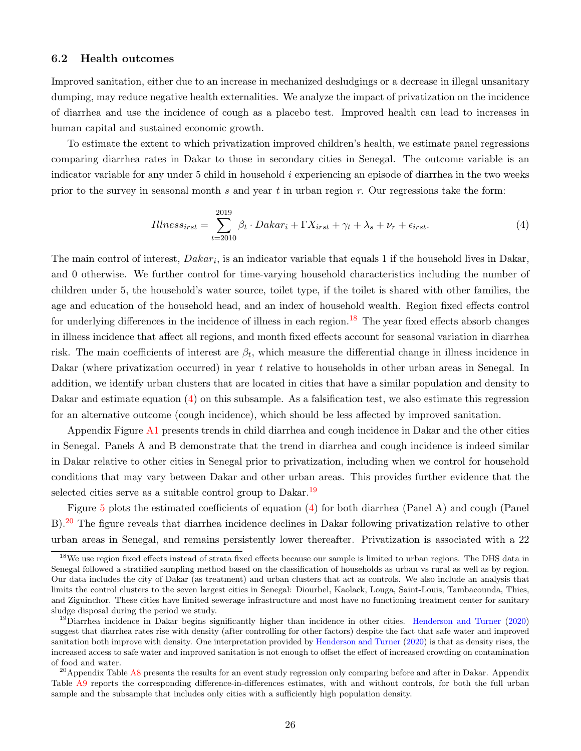### 6.2 Health outcomes

Improved sanitation, either due to an increase in mechanized desludgings or a decrease in illegal unsanitary dumping, may reduce negative health externalities. We analyze the impact of privatization on the incidence of diarrhea and use the incidence of cough as a placebo test. Improved health can lead to increases in human capital and sustained economic growth.

To estimate the extent to which privatization improved children's health, we estimate panel regressions comparing diarrhea rates in Dakar to those in secondary cities in Senegal. The outcome variable is an indicator variable for any under 5 child in household $i$ experiencing an episode of diarrhea in the two weeks prior to the survey in seasonal month $s$ and year $t$ in urban region $r$. Our regressions take the form:

$$Illness_{irst} = \sum_{t=2010}^{2019} \beta_t \cdot Dakar_i + \Gamma X_{irst} + \gamma_t + \lambda_s + \nu_r + \epsilon_{irst}. \tag{4}$$

The main control of interest, $Dakar_i$, is an indicator variable that equals 1 if the household lives in Dakar, and 0 otherwise. We further control for time-varying household characteristics including the number of children under 5, the household's water source, toilet type, if the toilet is shared with other families, the age and education of the household head, and an index of household wealth. Region fixed effects control for underlying differences in the incidence of illness in each region.[18] The year fixed effects absorb changes in illness incidence that affect all regions, and month fixed effects account for seasonal variation in diarrhea risk. The main coefficients of interest are $\beta_t$, which measure the differential change in illness incidence in Dakar (where privatization occurred) in year $t$ relative to households in other urban areas in Senegal. In addition, we identify urban clusters that are located in cities that have a similar population and density to Dakar and estimate equation (4) on this subsample. As a falsification test, we also estimate this regression for an alternative outcome (cough incidence), which should be less affected by improved sanitation.

Appendix Figure A1 presents trends in child diarrhea and cough incidence in Dakar and the other cities in Senegal. Panels A and B demonstrate that the trend in diarrhea and cough incidence is indeed similar in Dakar relative to other cities in Senegal prior to privatization, including when we control for household conditions that may vary between Dakar and other urban areas. This provides further evidence that the selected cities serve as a suitable control group to Dakar.[19]

Figure 5 plots the estimated coefficients of equation (4) for both diarrhea (Panel A) and cough (Panel B).[20] The figure reveals that diarrhea incidence declines in Dakar following privatization relative to other urban areas in Senegal, and remains persistently lower thereafter. Privatization is associated with a 22

[18] We use region fixed effects instead of strata fixed effects because our sample is limited to urban regions. The DHS data in Senegal followed a stratified sampling method based on the classification of households as urban vs rural as well as by region. Our data includes the city of Dakar (as treatment) and urban clusters that act as controls. We also include an analysis that limits the control clusters to the seven largest cities in Senegal: Diourbel, Kaolack, Louga, Saint-Louis, Tambacounda, Thies, and Ziguinchor. These cities have limited sewerage infrastructure and most have no functioning treatment center for sanitary sludge disposal during the period we study.

[19] Diarrhea incidence in Dakar begins significantly higher than incidence in other cities. Henderson and Turner (2020) suggest that diarrhea rates rise with density (after controlling for other factors) despite the fact that safe water and improved sanitation both improve with density. One interpretation provided by Henderson and Turner (2020) is that as density rises, the increased access to safe water and improved sanitation is not enough to offset the effect of increased crowding on contamination of food and water.

[20] Appendix Table A8 presents the results for an event study regression only comparing before and after in Dakar. Appendix Table A9 reports the corresponding difference-in-differences estimates, with and without controls, for both the full urban sample and the subsample that includes only cities with a sufficiently high population density.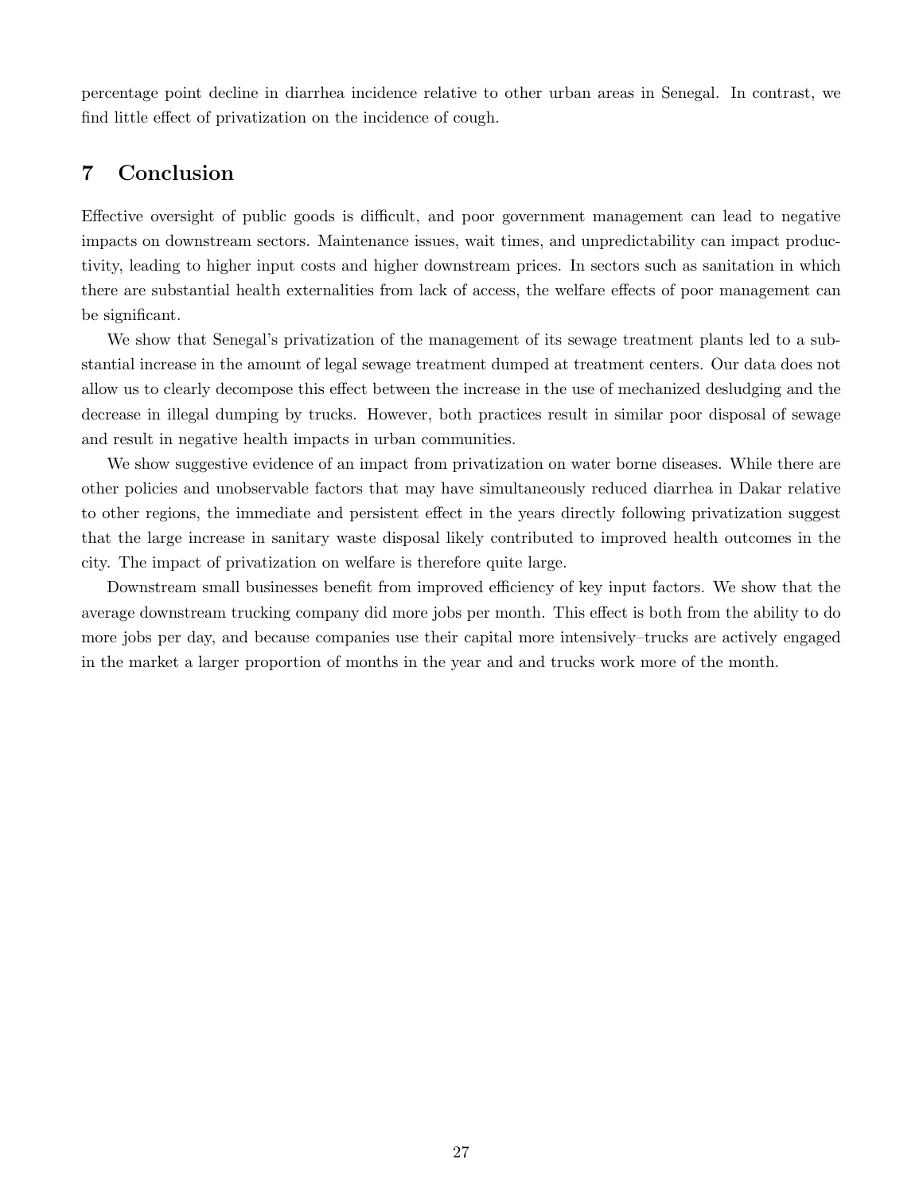percentage point decline in diarrhea incidence relative to other urban areas in Senegal. In contrast, we find little effect of privatization on the incidence of cough.

## 7 Conclusion

Effective oversight of public goods is difficult, and poor government management can lead to negative impacts on downstream sectors. Maintenance issues, wait times, and unpredictability can impact productivity, leading to higher input costs and higher downstream prices. In sectors such as sanitation in which there are substantial health externalities from lack of access, the welfare effects of poor management can be significant.

We show that Senegal's privatization of the management of its sewage treatment plants led to a substantial increase in the amount of legal sewage treatment dumped at treatment centers. Our data does not allow us to clearly decompose this effect between the increase in the use of mechanized desludging and the decrease in illegal dumping by trucks. However, both practices result in similar poor disposal of sewage and result in negative health impacts in urban communities.

We show suggestive evidence of an impact from privatization on water borne diseases. While there are other policies and unobservable factors that may have simultaneously reduced diarrhea in Dakar relative to other regions, the immediate and persistent effect in the years directly following privatization suggest that the large increase in sanitary waste disposal likely contributed to improved health outcomes in the city. The impact of privatization on welfare is therefore quite large.

Downstream small businesses benefit from improved efficiency of key input factors. We show that the average downstream trucking company did more jobs per month. This effect is both from the ability to do more jobs per day, and because companies use their capital more intensively–trucks are actively engaged in the market a larger proportion of months in the year and and trucks work more of the month.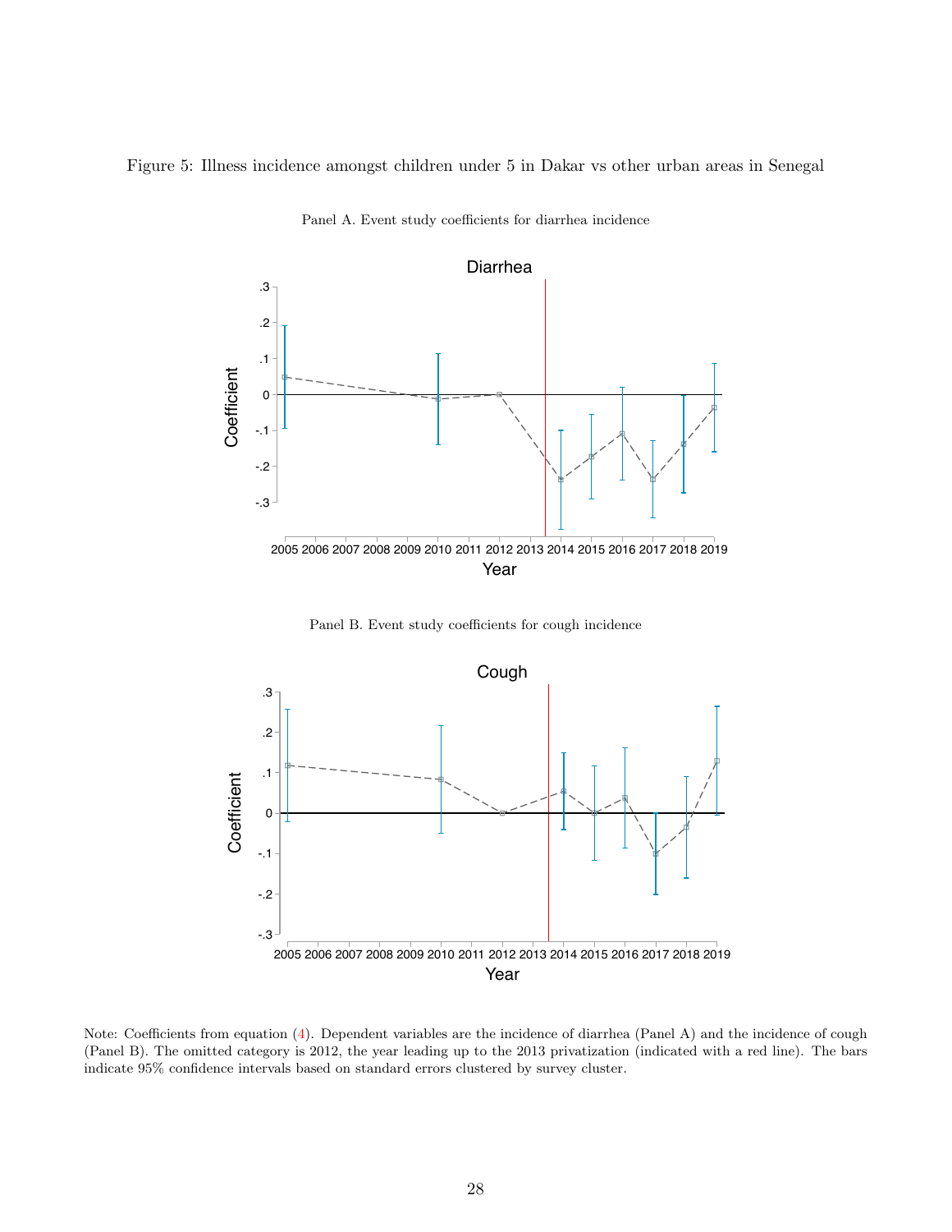Figure 5: Illness incidence amongst children under 5 in Dakar vs other urban areas in Senegal

Panel A. Event study coefficients for diarrhea incidence

Diarrhea

Coefficient

.3
.2
.1
0
-.1
-.2
-.3

2005 2006 2007 2008 2009 2010 2011 2012 2013 2014 2015 2016 2017 2018 2019

Year

Panel B. Event study coefficients for cough incidence

Cough

Coefficient

.3
.2
.1
0
-.1
-.2
-.3

2005 2006 2007 2008 2009 2010 2011 2012 2013 2014 2015 2016 2017 2018 2019

Year

Note: Coefficients from equation (4). Dependent variables are the incidence of diarrhea (Panel A) and the incidence of cough (Panel B). The omitted category is 2012, the year leading up to the 2013 privatization (indicated with a red line). The bars indicate 95% confidence intervals based on standard errors clustered by survey cluster.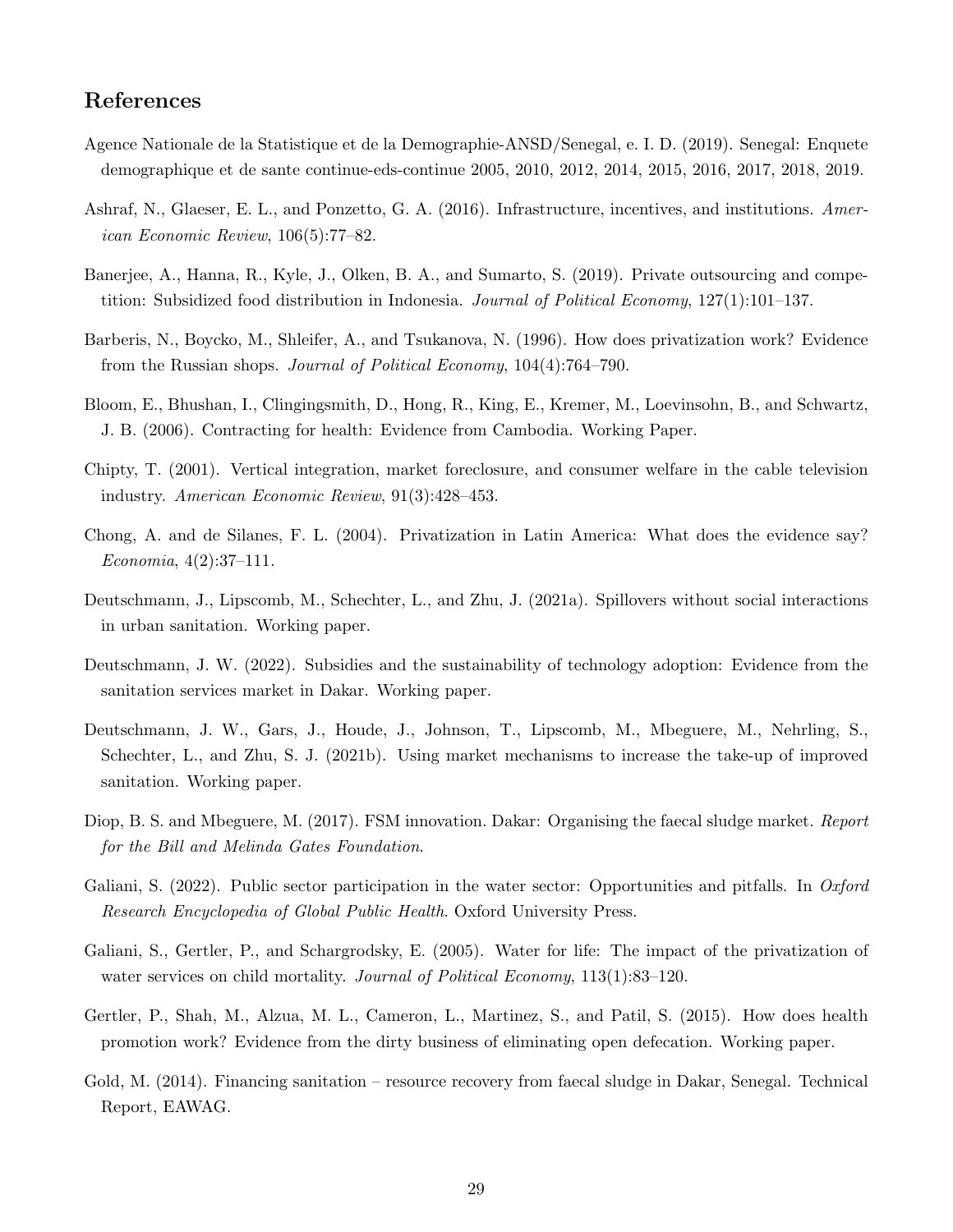## References

Agence Nationale de la Statistique et de la Demographie-ANSD/Senegal, e. I. D. (2019). Senegal: Enquete demographique et de sante continue-eds-continue 2005, 2010, 2012, 2014, 2015, 2016, 2017, 2018, 2019.

Ashraf, N., Glaeser, E. L., and Ponzetto, G. A. (2016). Infrastructure, incentives, and institutions. *American Economic Review*, 106(5):77–82.

Banerjee, A., Hanna, R., Kyle, J., Olken, B. A., and Sumarto, S. (2019). Private outsourcing and competition: Subsidized food distribution in Indonesia. *Journal of Political Economy*, 127(1):101–137.

Barberis, N., Boycko, M., Shleifer, A., and Tsukanova, N. (1996). How does privatization work? Evidence from the Russian shops. *Journal of Political Economy*, 104(4):764–790.

Bloom, E., Bhushan, I., Clingingsmith, D., Hong, R., King, E., Kremer, M., Loevinsohn, B., and Schwartz, J. B. (2006). Contracting for health: Evidence from Cambodia. Working Paper.

Chipty, T. (2001). Vertical integration, market foreclosure, and consumer welfare in the cable television industry. *American Economic Review*, 91(3):428–453.

Chong, A. and de Silanes, F. L. (2004). Privatization in Latin America: What does the evidence say? *Economia*, 4(2):37–111.

Deutschmann, J., Lipscomb, M., Schechter, L., and Zhu, J. (2021a). Spillovers without social interactions in urban sanitation. Working paper.

Deutschmann, J. W. (2022). Subsidies and the sustainability of technology adoption: Evidence from the sanitation services market in Dakar. Working paper.

Deutschmann, J. W., Gars, J., Houde, J., Johnson, T., Lipscomb, M., Mbeguere, M., Nehrling, S., Schechter, L., and Zhu, S. J. (2021b). Using market mechanisms to increase the take-up of improved sanitation. Working paper.

Diop, B. S. and Mbeguere, M. (2017). FSM innovation. Dakar: Organising the faecal sludge market. *Report for the Bill and Melinda Gates Foundation*.

Galiani, S. (2022). Public sector participation in the water sector: Opportunities and pitfalls. In *Oxford Research Encyclopedia of Global Public Health*. Oxford University Press.

Galiani, S., Gertler, P., and Schargrodsky, E. (2005). Water for life: The impact of the privatization of water services on child mortality. *Journal of Political Economy*, 113(1):83–120.

Gertler, P., Shah, M., Alzua, M. L., Cameron, L., Martinez, S., and Patil, S. (2015). How does health promotion work? Evidence from the dirty business of eliminating open defecation. Working paper.

Gold, M. (2014). Financing sanitation – resource recovery from faecal sludge in Dakar, Senegal. Technical Report, EAWAG.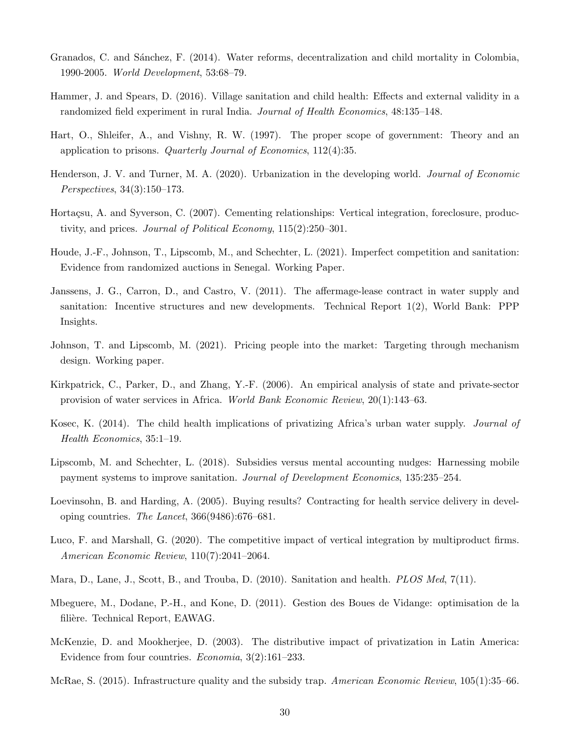Granados, C. and Sánchez, F. (2014). Water reforms, decentralization and child mortality in Colombia, 1990-2005. *World Development*, 53:68–79.

Hammer, J. and Spears, D. (2016). Village sanitation and child health: Effects and external validity in a randomized field experiment in rural India. *Journal of Health Economics*, 48:135–148.

Hart, O., Shleifer, A., and Vishny, R. W. (1997). The proper scope of government: Theory and an application to prisons. *Quarterly Journal of Economics*, 112(4):35.

Henderson, J. V. and Turner, M. A. (2020). Urbanization in the developing world. *Journal of Economic Perspectives*, 34(3):150–173.

Hortaçsu, A. and Syverson, C. (2007). Cementing relationships: Vertical integration, foreclosure, productivity, and prices. *Journal of Political Economy*, 115(2):250–301.

Houde, J.-F., Johnson, T., Lipscomb, M., and Schechter, L. (2021). Imperfect competition and sanitation: Evidence from randomized auctions in Senegal. Working Paper.

Janssens, J. G., Carron, D., and Castro, V. (2011). The affermage-lease contract in water supply and sanitation: Incentive structures and new developments. Technical Report 1(2), World Bank: PPP Insights.

Johnson, T. and Lipscomb, M. (2021). Pricing people into the market: Targeting through mechanism design. Working paper.

Kirkpatrick, C., Parker, D., and Zhang, Y.-F. (2006). An empirical analysis of state and private-sector provision of water services in Africa. *World Bank Economic Review*, 20(1):143–63.

Kosec, K. (2014). The child health implications of privatizing Africa's urban water supply. *Journal of Health Economics*, 35:1–19.

Lipscomb, M. and Schechter, L. (2018). Subsidies versus mental accounting nudges: Harnessing mobile payment systems to improve sanitation. *Journal of Development Economics*, 135:235–254.

Loevinsohn, B. and Harding, A. (2005). Buying results? Contracting for health service delivery in developing countries. *The Lancet*, 366(9486):676–681.

Luco, F. and Marshall, G. (2020). The competitive impact of vertical integration by multiproduct firms. *American Economic Review*, 110(7):2041–2064.

Mara, D., Lane, J., Scott, B., and Trouba, D. (2010). Sanitation and health. *PLOS Med*, 7(11).

Mbeguere, M., Dodane, P.-H., and Kone, D. (2011). Gestion des Boues de Vidange: optimisation de la filière. Technical Report, EAWAG.

McKenzie, D. and Mookherjee, D. (2003). The distributive impact of privatization in Latin America: Evidence from four countries. *Economia*, 3(2):161–233.

McRae, S. (2015). Infrastructure quality and the subsidy trap. *American Economic Review*, 105(1):35–66.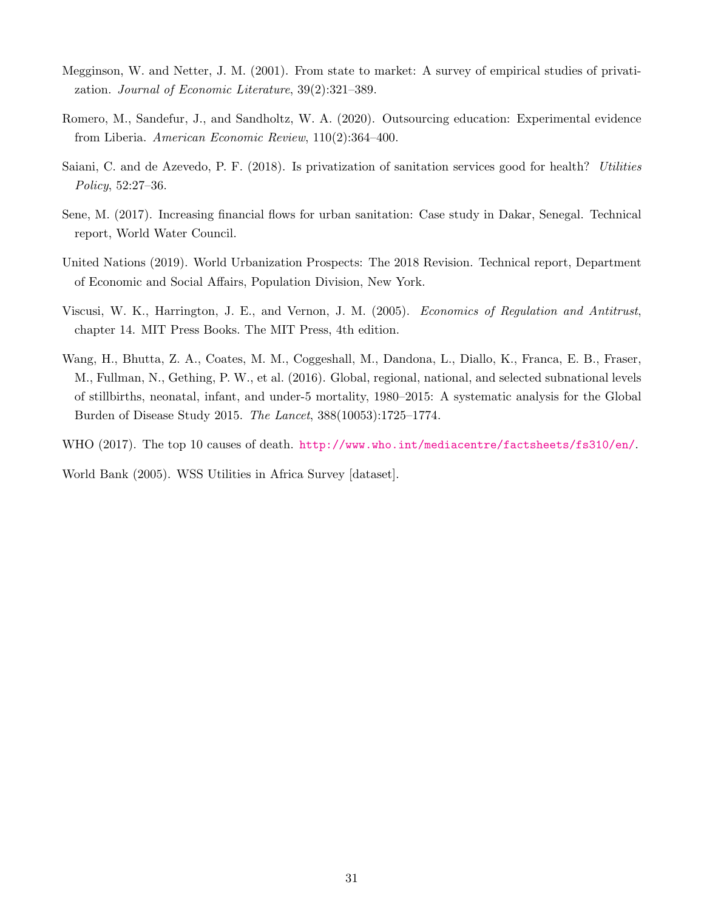Megginson, W. and Netter, J. M. (2001). From state to market: A survey of empirical studies of privatization. *Journal of Economic Literature*, 39(2):321–389.

Romero, M., Sandefur, J., and Sandholtz, W. A. (2020). Outsourcing education: Experimental evidence from Liberia. *American Economic Review*, 110(2):364–400.

Saiani, C. and de Azevedo, P. F. (2018). Is privatization of sanitation services good for health? *Utilities Policy*, 52:27–36.

Sene, M. (2017). Increasing financial flows for urban sanitation: Case study in Dakar, Senegal. Technical report, World Water Council.

United Nations (2019). World Urbanization Prospects: The 2018 Revision. Technical report, Department of Economic and Social Affairs, Population Division, New York.

Viscusi, W. K., Harrington, J. E., and Vernon, J. M. (2005). *Economics of Regulation and Antitrust*, chapter 14. MIT Press Books. The MIT Press, 4th edition.

Wang, H., Bhutta, Z. A., Coates, M. M., Coggeshall, M., Dandona, L., Diallo, K., Franca, E. B., Fraser, M., Fullman, N., Gething, P. W., et al. (2016). Global, regional, national, and selected subnational levels of stillbirths, neonatal, infant, and under-5 mortality, 1980–2015: A systematic analysis for the Global Burden of Disease Study 2015. *The Lancet*, 388(10053):1725–1774.

WHO (2017). The top 10 causes of death. http://www.who.int/mediacentre/factsheets/fs310/en/.

World Bank (2005). WSS Utilities in Africa Survey [dataset].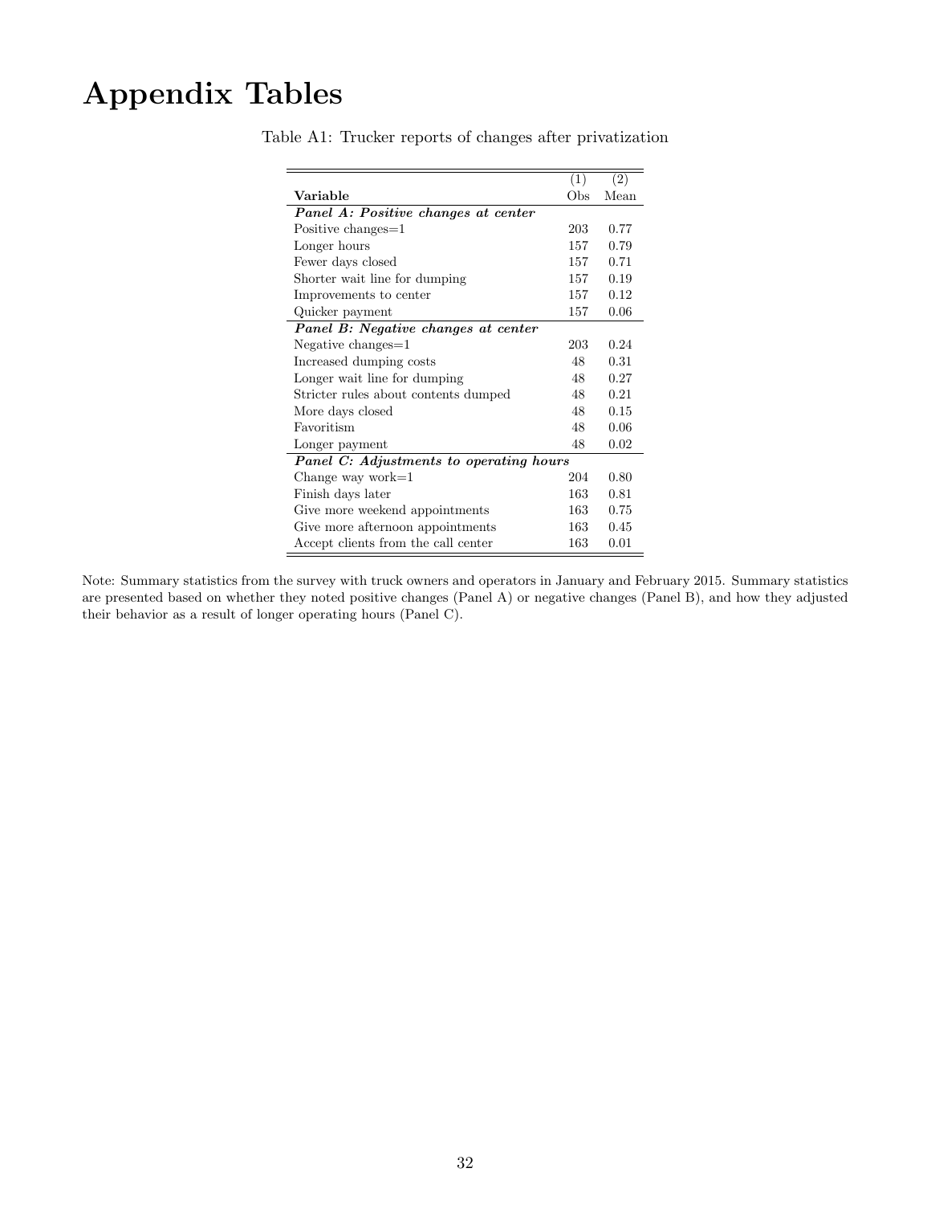# Appendix Tables

Table A1: Trucker reports of changes after privatization

| Variable | (1) Obs | (2) Mean |
|---|---|---|
| ***Panel A: Positive changes at center*** | | |
| Positive changes=1 | 203 | 0.77 |
| Longer hours | 157 | 0.79 |
| Fewer days closed | 157 | 0.71 |
| Shorter wait line for dumping | 157 | 0.19 |
| Improvements to center | 157 | 0.12 |
| Quicker payment | 157 | 0.06 |
| ***Panel B: Negative changes at center*** | | |
| Negative changes=1 | 203 | 0.24 |
| Increased dumping costs | 48 | 0.31 |
| Longer wait line for dumping | 48 | 0.27 |
| Stricter rules about contents dumped | 48 | 0.21 |
| More days closed | 48 | 0.15 |
| Favoritism | 48 | 0.06 |
| Longer payment | 48 | 0.02 |
| ***Panel C: Adjustments to operating hours*** | | |
| Change way work=1 | 204 | 0.80 |
| Finish days later | 163 | 0.81 |
| Give more weekend appointments | 163 | 0.75 |
| Give more afternoon appointments | 163 | 0.45 |
| Accept clients from the call center | 163 | 0.01 |

Note: Summary statistics from the survey with truck owners and operators in January and February 2015. Summary statistics are presented based on whether they noted positive changes (Panel A) or negative changes (Panel B), and how they adjusted their behavior as a result of longer operating hours (Panel C).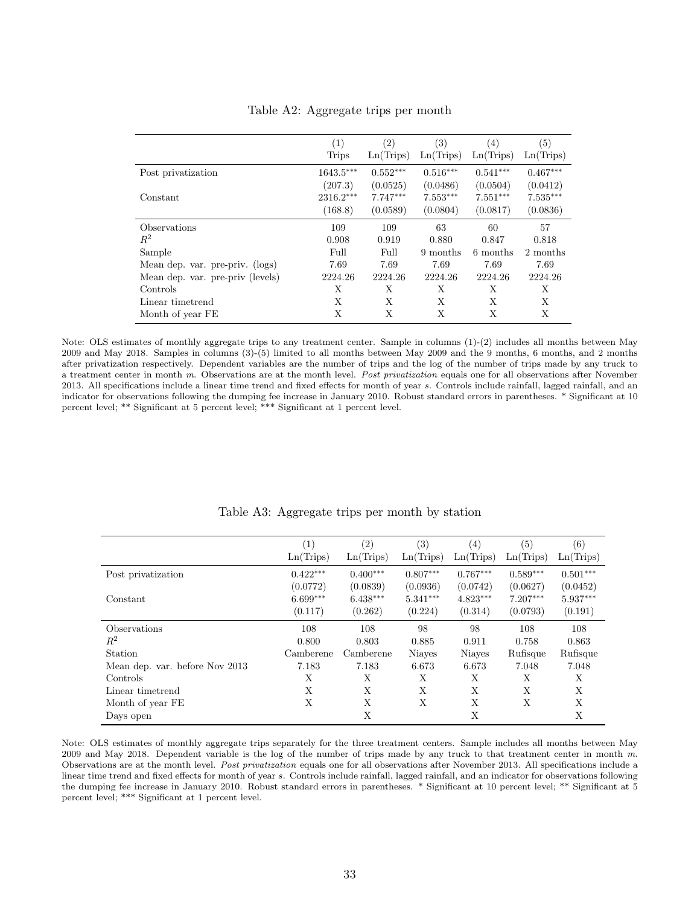Table A2: Aggregate trips per month

| | (1) | (2) | (3) | (4) | (5) |
|---|---|---|---|---|---|
| | Trips | Ln(Trips) | Ln(Trips) | Ln(Trips) | Ln(Trips) |
| Post privatization | 1643.5*** | 0.552*** | 0.516*** | 0.541*** | 0.467*** |
| | (207.3) | (0.0525) | (0.0486) | (0.0504) | (0.0412) |
| Constant | 2316.2*** | 7.747*** | 7.553*** | 7.551*** | 7.535*** |
| | (168.8) | (0.0589) | (0.0804) | (0.0817) | (0.0836) |
| Observations | 109 | 109 | 63 | 60 | 57 |
| $R^2$ | 0.908 | 0.919 | 0.880 | 0.847 | 0.818 |
| Sample | Full | Full | 9 months | 6 months | 2 months |
| Mean dep. var. pre-priv. (logs) | 7.69 | 7.69 | 7.69 | 7.69 | 7.69 |
| Mean dep. var. pre-priv (levels) | 2224.26 | 2224.26 | 2224.26 | 2224.26 | 2224.26 |
| Controls | X | X | X | X | X |
| Linear timetrend | X | X | X | X | X |
| Month of year FE | X | X | X | X | X |

Note: OLS estimates of monthly aggregate trips to any treatment center. Sample in columns (1)-(2) includes all months between May 2009 and May 2018. Samples in columns (3)-(5) limited to all months between May 2009 and the 9 months, 6 months, and 2 months after privatization respectively. Dependent variables are the number of trips and the log of the number of trips made by any truck to a treatment center in month $m$. Observations are at the month level. *Post privatization* equals one for all observations after November 2013. All specifications include a linear time trend and fixed effects for month of year $s$. Controls include rainfall, lagged rainfall, and an indicator for observations following the dumping fee increase in January 2010. Robust standard errors in parentheses. * Significant at 10 percent level; ** Significant at 5 percent level; *** Significant at 1 percent level.

Table A3: Aggregate trips per month by station

| | (1) | (2) | (3) | (4) | (5) | (6) |
|---|---|---|---|---|---|---|
| | Ln(Trips) | Ln(Trips) | Ln(Trips) | Ln(Trips) | Ln(Trips) | Ln(Trips) |
| Post privatization | 0.422*** | 0.400*** | 0.807*** | 0.767*** | 0.589*** | 0.501*** |
| | (0.0772) | (0.0839) | (0.0936) | (0.0742) | (0.0627) | (0.0452) |
| Constant | 6.699*** | 6.438*** | 5.341*** | 4.823*** | 7.207*** | 5.937*** |
| | (0.117) | (0.262) | (0.224) | (0.314) | (0.0793) | (0.191) |
| Observations | 108 | 108 | 98 | 98 | 108 | 108 |
| $R^2$ | 0.800 | 0.803 | 0.885 | 0.911 | 0.758 | 0.863 |
| Station | Camberene | Camberene | Niayes | Niayes | Rufisque | Rufisque |
| Mean dep. var. before Nov 2013 | 7.183 | 7.183 | 6.673 | 6.673 | 7.048 | 7.048 |
| Controls | X | X | X | X | X | X |
| Linear timetrend | X | X | X | X | X | X |
| Month of year FE | X | X | X | X | X | X |
| Days open | | X | | X | | X |

Note: OLS estimates of monthly aggregate trips separately for the three treatment centers. Sample includes all months between May 2009 and May 2018. Dependent variable is the log of the number of trips made by any truck to that treatment center in month $m$. Observations are at the month level. *Post privatization* equals one for all observations after November 2013. All specifications include a linear time trend and fixed effects for month of year $s$. Controls include rainfall, lagged rainfall, and an indicator for observations following the dumping fee increase in January 2010. Robust standard errors in parentheses. * Significant at 10 percent level; ** Significant at 5 percent level; *** Significant at 1 percent level.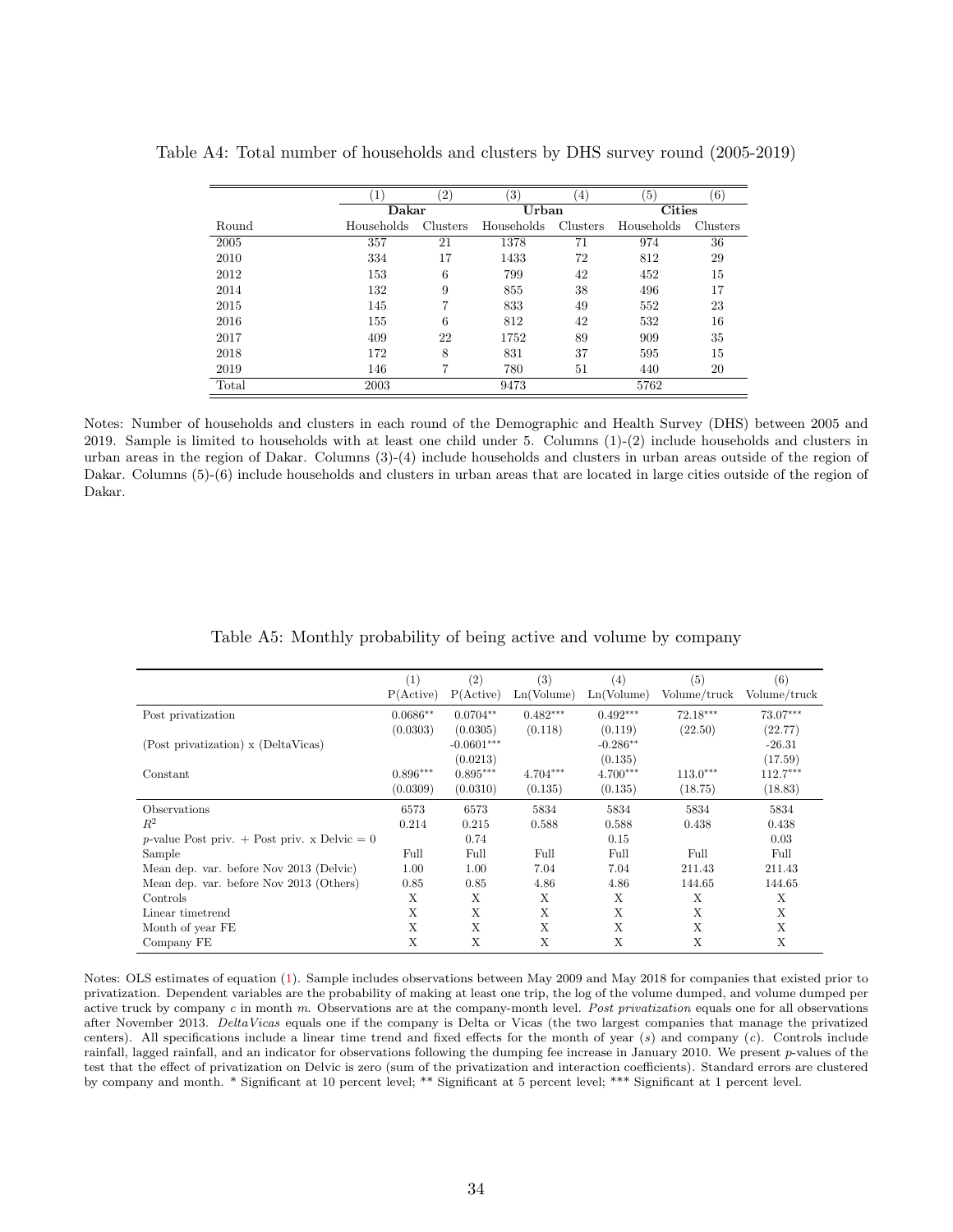Table A4: Total number of households and clusters by DHS survey round (2005-2019)

| | (1) | (2) | (3) | (4) | (5) | (6) |
|---|---|---|---|---|---|---|
| | **Dakar** | | **Urban** | | **Cities** | |
| Round | Households | Clusters | Households | Clusters | Households | Clusters |
| 2005 | 357 | 21 | 1378 | 71 | 974 | 36 |
| 2010 | 334 | 17 | 1433 | 72 | 812 | 29 |
| 2012 | 153 | 6 | 799 | 42 | 452 | 15 |
| 2014 | 132 | 9 | 855 | 38 | 496 | 17 |
| 2015 | 145 | 7 | 833 | 49 | 552 | 23 |
| 2016 | 155 | 6 | 812 | 42 | 532 | 16 |
| 2017 | 409 | 22 | 1752 | 89 | 909 | 35 |
| 2018 | 172 | 8 | 831 | 37 | 595 | 15 |
| 2019 | 146 | 7 | 780 | 51 | 440 | 20 |
| Total | 2003 | | 9473 | | 5762 | |

Notes: Number of households and clusters in each round of the Demographic and Health Survey (DHS) between 2005 and 2019. Sample is limited to households with at least one child under 5. Columns (1)-(2) include households and clusters in urban areas in the region of Dakar. Columns (3)-(4) include households and clusters in urban areas outside of the region of Dakar. Columns (5)-(6) include households and clusters in urban areas that are located in large cities outside of the region of Dakar.

Table A5: Monthly probability of being active and volume by company

| | (1) | (2) | (3) | (4) | (5) | (6) |
|---|---|---|---|---|---|---|
| | P(Active) | P(Active) | Ln(Volume) | Ln(Volume) | Volume/truck | Volume/truck |
| Post privatization | 0.0686** | 0.0704** | 0.482*** | 0.492*** | 72.18*** | 73.07*** |
| | (0.0303) | (0.0305) | (0.118) | (0.119) | (22.50) | (22.77) |
| (Post privatization) x (DeltaVicas) | | -0.0601*** | | -0.286** | | -26.31 |
| | | (0.0213) | | (0.135) | | (17.59) |
| Constant | 0.896*** | 0.895*** | 4.704*** | 4.700*** | 113.0*** | 112.7*** |
| | (0.0309) | (0.0310) | (0.135) | (0.135) | (18.75) | (18.83) |
| Observations | 6573 | 6573 | 5834 | 5834 | 5834 | 5834 |
| $R^2$ | 0.214 | 0.215 | 0.588 | 0.588 | 0.438 | 0.438 |
| $p$-value Post priv. + Post priv. x Delvic = 0 | | 0.74 | | 0.15 | | 0.03 |
| Sample | Full | Full | Full | Full | Full | Full |
| Mean dep. var. before Nov 2013 (Delvic) | 1.00 | 1.00 | 7.04 | 7.04 | 211.43 | 211.43 |
| Mean dep. var. before Nov 2013 (Others) | 0.85 | 0.85 | 4.86 | 4.86 | 144.65 | 144.65 |
| Controls | X | X | X | X | X | X |
| Linear timetrend | X | X | X | X | X | X |
| Month of year FE | X | X | X | X | X | X |
| Company FE | X | X | X | X | X | X |

Notes: OLS estimates of equation (1). Sample includes observations between May 2009 and May 2018 for companies that existed prior to privatization. Dependent variables are the probability of making at least one trip, the log of the volume dumped, and volume dumped per active truck by company $c$ in month $m$. Observations are at the company-month level. *Post privatization* equals one for all observations after November 2013. *DeltaVicas* equals one if the company is Delta or Vicas (the two largest companies that manage the privatized centers). All specifications include a linear time trend and fixed effects for the month of year ($s$) and company ($c$). Controls include rainfall, lagged rainfall, and an indicator for observations following the dumping fee increase in January 2010. We present $p$-values of the test that the effect of privatization on Delvic is zero (sum of the privatization and interaction coefficients). Standard errors are clustered by company and month. * Significant at 10 percent level; ** Significant at 5 percent level; *** Significant at 1 percent level.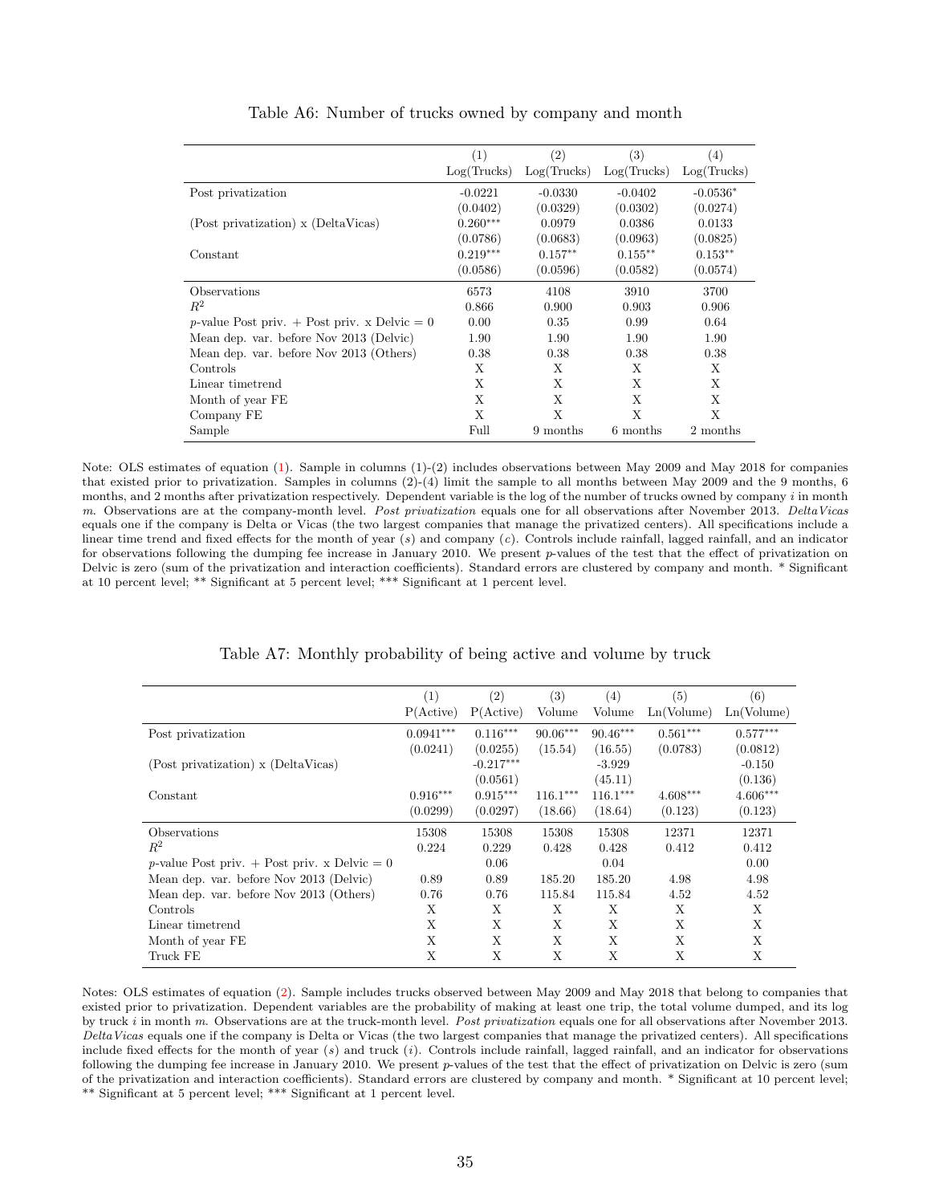Table A6: Number of trucks owned by company and month

| | (1) | (2) | (3) | (4) |
|---|---|---|---|---|
| | Log(Trucks) | Log(Trucks) | Log(Trucks) | Log(Trucks) |
| Post privatization | -0.0221 | -0.0330 | -0.0402 | -0.0536* |
| | (0.0402) | (0.0329) | (0.0302) | (0.0274) |
| (Post privatization) x (DeltaVicas) | 0.260*** | 0.0979 | 0.0386 | 0.0133 |
| | (0.0786) | (0.0683) | (0.0963) | (0.0825) |
| Constant | 0.219*** | 0.157** | 0.155** | 0.153** |
| | (0.0586) | (0.0596) | (0.0582) | (0.0574) |
| Observations | 6573 | 4108 | 3910 | 3700 |
| $R^2$ | 0.866 | 0.900 | 0.903 | 0.906 |
| *p*-value Post priv. + Post priv. x Delvic = 0 | 0.00 | 0.35 | 0.99 | 0.64 |
| Mean dep. var. before Nov 2013 (Delvic) | 1.90 | 1.90 | 1.90 | 1.90 |
| Mean dep. var. before Nov 2013 (Others) | 0.38 | 0.38 | 0.38 | 0.38 |
| Controls | X | X | X | X |
| Linear timetrend | X | X | X | X |
| Month of year FE | X | X | X | X |
| Company FE | X | X | X | X |
| Sample | Full | 9 months | 6 months | 2 months |

Note: OLS estimates of equation (1). Sample in columns (1)-(2) includes observations between May 2009 and May 2018 for companies that existed prior to privatization. Samples in columns (2)-(4) limit the sample to all months between May 2009 and the 9 months, 6 months, and 2 months after privatization respectively. Dependent variable is the log of the number of trucks owned by company $i$ in month $m$. Observations are at the company-month level. *Post privatization* equals one for all observations after November 2013. *DeltaVicas* equals one if the company is Delta or Vicas (the two largest companies that manage the privatized centers). All specifications include a linear time trend and fixed effects for the month of year ($s$) and company ($c$). Controls include rainfall, lagged rainfall, and an indicator for observations following the dumping fee increase in January 2010. We present *p*-values of the test that the effect of privatization on Delvic is zero (sum of the privatization and interaction coefficients). Standard errors are clustered by company and month. * Significant at 10 percent level; ** Significant at 5 percent level; *** Significant at 1 percent level.

Table A7: Monthly probability of being active and volume by truck

| | (1) | (2) | (3) | (4) | (5) | (6) |
|---|---|---|---|---|---|---|
| | P(Active) | P(Active) | Volume | Volume | Ln(Volume) | Ln(Volume) |
| Post privatization | 0.0941*** | 0.116*** | 90.06*** | 90.46*** | 0.561*** | 0.577*** |
| | (0.0241) | (0.0255) | (15.54) | (16.55) | (0.0783) | (0.0812) |
| (Post privatization) x (DeltaVicas) | | -0.217*** | | -3.929 | | -0.150 |
| | | (0.0561) | | (45.11) | | (0.136) |
| Constant | 0.916*** | 0.915*** | 116.1*** | 116.1*** | 4.608*** | 4.606*** |
| | (0.0299) | (0.0297) | (18.66) | (18.64) | (0.123) | (0.123) |
| Observations | 15308 | 15308 | 15308 | 15308 | 12371 | 12371 |
| $R^2$ | 0.224 | 0.229 | 0.428 | 0.428 | 0.412 | 0.412 |
| *p*-value Post priv. + Post priv. x Delvic = 0 | | 0.06 | | 0.04 | | 0.00 |
| Mean dep. var. before Nov 2013 (Delvic) | 0.89 | 0.89 | 185.20 | 185.20 | 4.98 | 4.98 |
| Mean dep. var. before Nov 2013 (Others) | 0.76 | 0.76 | 115.84 | 115.84 | 4.52 | 4.52 |
| Controls | X | X | X | X | X | X |
| Linear timetrend | X | X | X | X | X | X |
| Month of year FE | X | X | X | X | X | X |
| Truck FE | X | X | X | X | X | X |

Notes: OLS estimates of equation (2). Sample includes trucks observed between May 2009 and May 2018 that belong to companies that existed prior to privatization. Dependent variables are the probability of making at least one trip, the total volume dumped, and its log by truck $i$ in month $m$. Observations are at the truck-month level. *Post privatization* equals one for all observations after November 2013. *DeltaVicas* equals one if the company is Delta or Vicas (the two largest companies that manage the privatized centers). All specifications include fixed effects for the month of year ($s$) and truck ($i$). Controls include rainfall, lagged rainfall, and an indicator for observations following the dumping fee increase in January 2010. We present *p*-values of the test that the effect of privatization on Delvic is zero (sum of the privatization and interaction coefficients). Standard errors are clustered by company and month. * Significant at 10 percent level; ** Significant at 5 percent level; *** Significant at 1 percent level.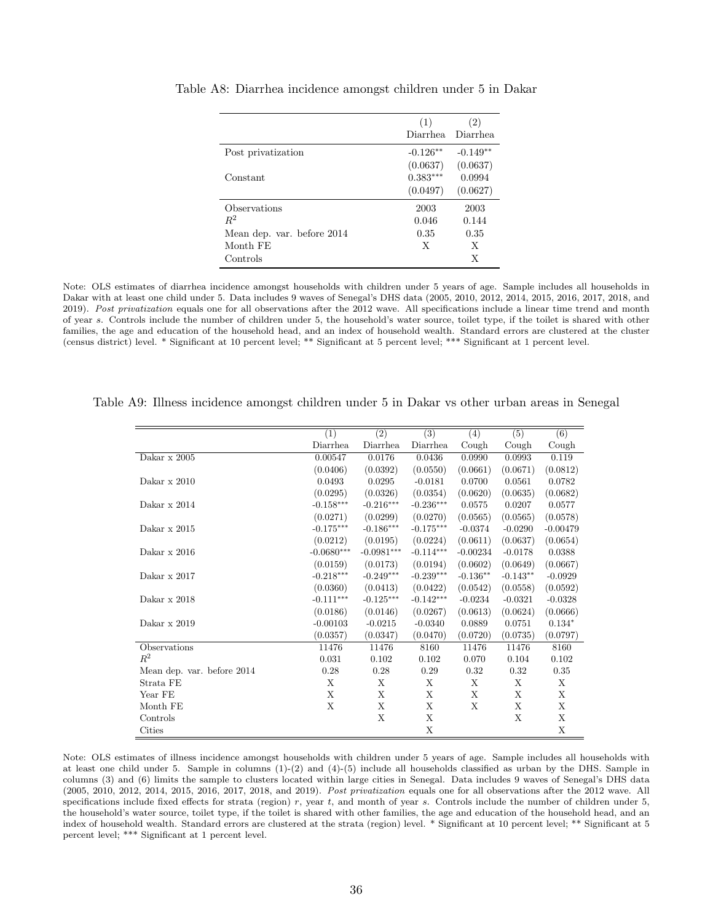Table A8: Diarrhea incidence amongst children under 5 in Dakar

| | (1) Diarrhea | (2) Diarrhea |
|---|---|---|
| Post privatization | -0.126** | -0.149** |
| | (0.0637) | (0.0637) |
| Constant | 0.383*** | 0.0994 |
| | (0.0497) | (0.0627) |
| Observations | 2003 | 2003 |
| $R^2$ | 0.046 | 0.144 |
| Mean dep. var. before 2014 | 0.35 | 0.35 |
| Month FE | X | X |
| Controls | | X |

Note: OLS estimates of diarrhea incidence amongst households with children under 5 years of age. Sample includes all households in Dakar with at least one child under 5. Data includes 9 waves of Senegal's DHS data (2005, 2010, 2012, 2014, 2015, 2016, 2017, 2018, and 2019). *Post privatization* equals one for all observations after the 2012 wave. All specifications include a linear time trend and month of year $s$. Controls include the number of children under 5, the household's water source, toilet type, if the toilet is shared with other families, the age and education of the household head, and an index of household wealth. Standard errors are clustered at the cluster (census district) level. * Significant at 10 percent level; ** Significant at 5 percent level; *** Significant at 1 percent level.

Table A9: Illness incidence amongst children under 5 in Dakar vs other urban areas in Senegal

| | (1) Diarrhea | (2) Diarrhea | (3) Diarrhea | (4) Cough | (5) Cough | (6) Cough |
|---|---|---|---|---|---|---|
| Dakar x 2005 | 0.00547 | 0.0176 | 0.0436 | 0.0990 | 0.0993 | 0.119 |
| | (0.0406) | (0.0392) | (0.0550) | (0.0661) | (0.0671) | (0.0812) |
| Dakar x 2010 | 0.0493 | 0.0295 | -0.0181 | 0.0700 | 0.0561 | 0.0782 |
| | (0.0295) | (0.0326) | (0.0354) | (0.0620) | (0.0635) | (0.0682) |
| Dakar x 2014 | -0.158*** | -0.216*** | -0.236*** | 0.0575 | 0.0207 | 0.0577 |
| | (0.0271) | (0.0299) | (0.0270) | (0.0565) | (0.0565) | (0.0578) |
| Dakar x 2015 | -0.175*** | -0.186*** | -0.175*** | -0.0374 | -0.0290 | -0.00479 |
| | (0.0212) | (0.0195) | (0.0224) | (0.0611) | (0.0637) | (0.0654) |
| Dakar x 2016 | -0.0680*** | -0.0981*** | -0.114*** | -0.00234 | -0.0178 | 0.0388 |
| | (0.0159) | (0.0173) | (0.0194) | (0.0602) | (0.0649) | (0.0667) |
| Dakar x 2017 | -0.218*** | -0.249*** | -0.239*** | -0.136** | -0.143** | -0.0929 |
| | (0.0360) | (0.0413) | (0.0422) | (0.0542) | (0.0558) | (0.0592) |
| Dakar x 2018 | -0.111*** | -0.125*** | -0.142*** | -0.0234 | -0.0321 | -0.0328 |
| | (0.0186) | (0.0146) | (0.0267) | (0.0613) | (0.0624) | (0.0666) |
| Dakar x 2019 | -0.00103 | -0.0215 | -0.0340 | 0.0889 | 0.0751 | 0.134* |
| | (0.0357) | (0.0347) | (0.0470) | (0.0720) | (0.0735) | (0.0797) |
| Observations | 11476 | 11476 | 8160 | 11476 | 11476 | 8160 |
| $R^2$ | 0.031 | 0.102 | 0.102 | 0.070 | 0.104 | 0.102 |
| Mean dep. var. before 2014 | 0.28 | 0.28 | 0.29 | 0.32 | 0.32 | 0.35 |
| Strata FE | X | X | X | X | X | X |
| Year FE | X | X | X | X | X | X |
| Month FE | X | X | X | X | X | X |
| Controls | | X | X | | X | X |
| Cities | | | X | | | X |

Note: OLS estimates of illness incidence amongst households with children under 5 years of age. Sample includes all households with at least one child under 5. Sample in columns (1)-(2) and (4)-(5) include all households classified as urban by the DHS. Sample in columns (3) and (6) limits the sample to clusters located within large cities in Senegal. Data includes 9 waves of Senegal's DHS data (2005, 2010, 2012, 2014, 2015, 2016, 2017, 2018, and 2019). *Post privatization* equals one for all observations after the 2012 wave. All specifications include fixed effects for strata (region) $r$, year $t$, and month of year $s$. Controls include the number of children under 5, the household's water source, toilet type, if the toilet is shared with other families, the age and education of the household head, and an index of household wealth. Standard errors are clustered at the strata (region) level. * Significant at 10 percent level; ** Significant at 5 percent level; *** Significant at 1 percent level.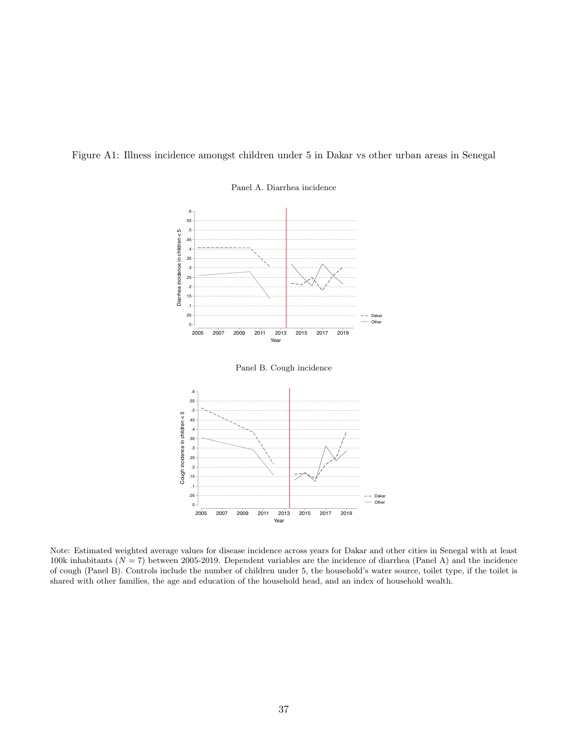Figure A1: Illness incidence amongst children under 5 in Dakar vs other urban areas in Senegal

Panel A. Diarrhea incidence

Diarrhea incidence in children < 5

0
.05
.1
.15
.2
.25
.3
.35
.4
.45
.5
.55
.6

2005 2007 2009 2011 2013 2015 2017 2019

Year

Dakar
Other

Panel B. Cough incidence

Cough incidence in children < 5

0
.05
.1
.15
.2
.25
.3
.35
.4
.45
.5
.55
.6

2005 2007 2009 2011 2013 2015 2017 2019

Year

Dakar
Other

Note: Estimated weighted average values for disease incidence across years for Dakar and other cities in Senegal with at least 100k inhabitants ($N = 7$) between 2005-2019. Dependent variables are the incidence of diarrhea (Panel A) and the incidence of cough (Panel B). Controls include the number of children under 5, the household's water source, toilet type, if the toilet is shared with other families, the age and education of the household head, and an index of household wealth.